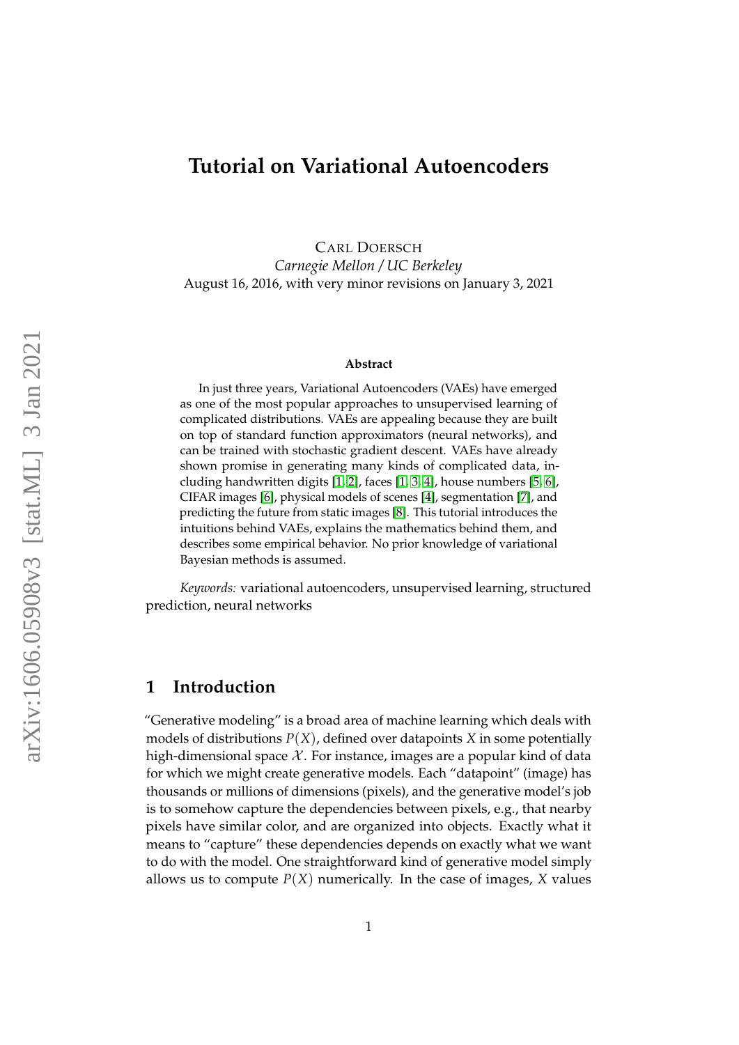# Tutorial on Variational Autoencoders

CARL DOERSCH
*Carnegie Mellon / UC Berkeley*
August 16, 2016, with very minor revisions on January 3, 2021

**Abstract**

In just three years, Variational Autoencoders (VAEs) have emerged as one of the most popular approaches to unsupervised learning of complicated distributions. VAEs are appealing because they are built on top of standard function approximators (neural networks), and can be trained with stochastic gradient descent. VAEs have already shown promise in generating many kinds of complicated data, including handwritten digits [1, 2], faces [1, 3, 4], house numbers [5, 6], CIFAR images [6], physical models of scenes [4], segmentation [7], and predicting the future from static images [8]. This tutorial introduces the intuitions behind VAEs, explains the mathematics behind them, and describes some empirical behavior. No prior knowledge of variational Bayesian methods is assumed.

*Keywords:* variational autoencoders, unsupervised learning, structured prediction, neural networks

## 1 Introduction

"Generative modeling" is a broad area of machine learning which deals with models of distributions $P(X)$, defined over datapoints $X$ in some potentially high-dimensional space $\mathcal{X}$. For instance, images are a popular kind of data for which we might create generative models. Each "datapoint" (image) has thousands or millions of dimensions (pixels), and the generative model's job is to somehow capture the dependencies between pixels, e.g., that nearby pixels have similar color, and are organized into objects. Exactly what it means to "capture" these dependencies depends on exactly what we want to do with the model. One straightforward kind of generative model simply allows us to compute $P(X)$ numerically. In the case of images, $X$ values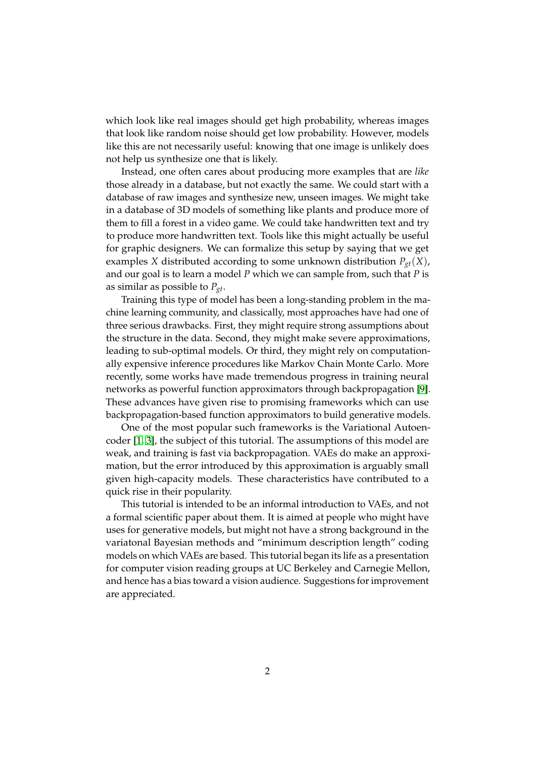which look like real images should get high probability, whereas images that look like random noise should get low probability. However, models like this are not necessarily useful: knowing that one image is unlikely does not help us synthesize one that is likely.

Instead, one often cares about producing more examples that are *like* those already in a database, but not exactly the same. We could start with a database of raw images and synthesize new, unseen images. We might take in a database of 3D models of something like plants and produce more of them to fill a forest in a video game. We could take handwritten text and try to produce more handwritten text. Tools like this might actually be useful for graphic designers. We can formalize this setup by saying that we get examples $X$ distributed according to some unknown distribution $P_{gt}(X)$, and our goal is to learn a model $P$ which we can sample from, such that $P$ is as similar as possible to $P_{gt}$.

Training this type of model has been a long-standing problem in the machine learning community, and classically, most approaches have had one of three serious drawbacks. First, they might require strong assumptions about the structure in the data. Second, they might make severe approximations, leading to sub-optimal models. Or third, they might rely on computationally expensive inference procedures like Markov Chain Monte Carlo. More recently, some works have made tremendous progress in training neural networks as powerful function approximators through backpropagation [9]. These advances have given rise to promising frameworks which can use backpropagation-based function approximators to build generative models.

One of the most popular such frameworks is the Variational Autoencoder [1, 3], the subject of this tutorial. The assumptions of this model are weak, and training is fast via backpropagation. VAEs do make an approximation, but the error introduced by this approximation is arguably small given high-capacity models. These characteristics have contributed to a quick rise in their popularity.

This tutorial is intended to be an informal introduction to VAEs, and not a formal scientific paper about them. It is aimed at people who might have uses for generative models, but might not have a strong background in the variatonal Bayesian methods and "minimum description length" coding models on which VAEs are based. This tutorial began its life as a presentation for computer vision reading groups at UC Berkeley and Carnegie Mellon, and hence has a bias toward a vision audience. Suggestions for improvement are appreciated.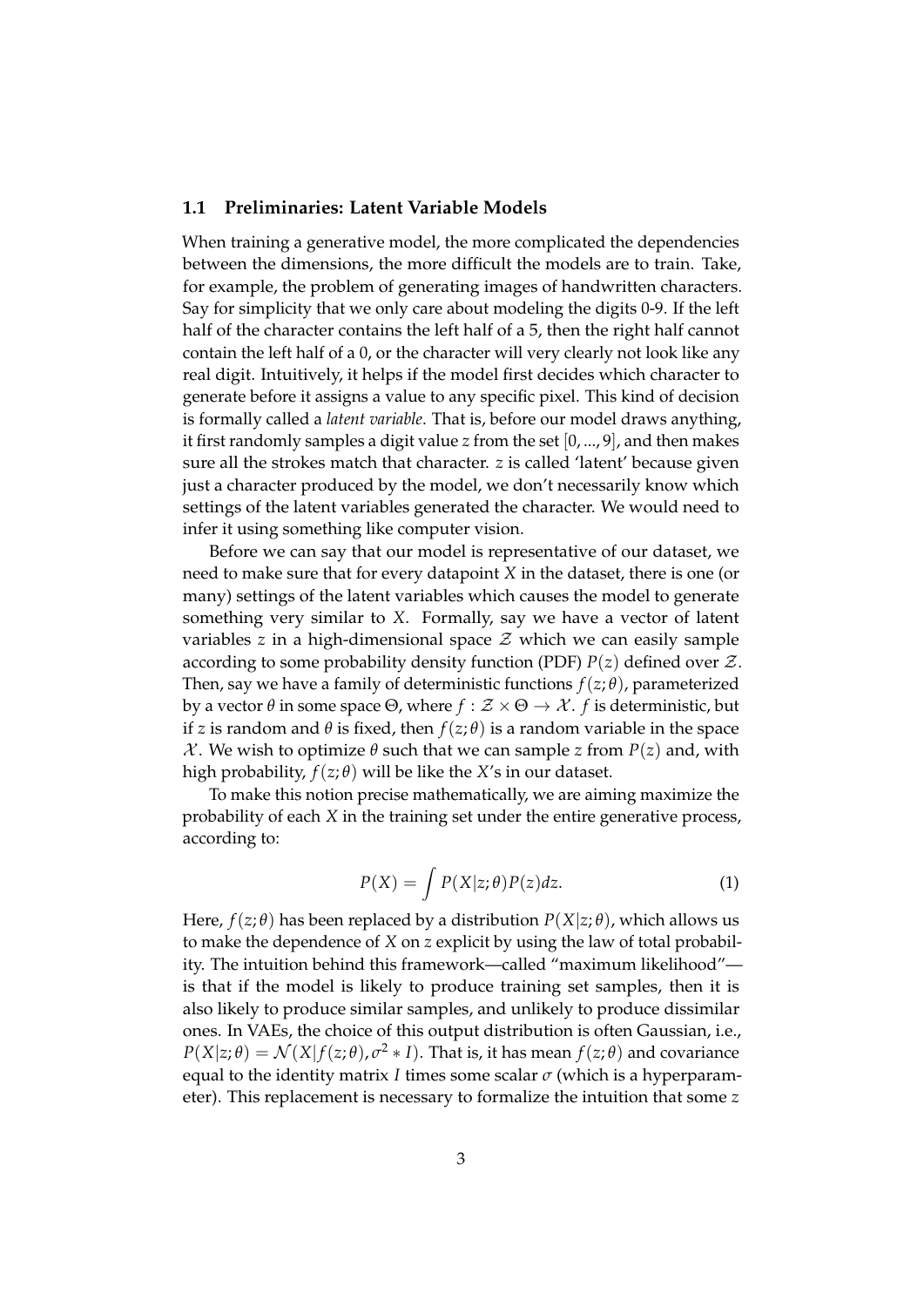### 1.1 Preliminaries: Latent Variable Models

When training a generative model, the more complicated the dependencies between the dimensions, the more difficult the models are to train. Take, for example, the problem of generating images of handwritten characters. Say for simplicity that we only care about modeling the digits 0-9. If the left half of the character contains the left half of a 5, then the right half cannot contain the left half of a 0, or the character will very clearly not look like any real digit. Intuitively, it helps if the model first decides which character to generate before it assigns a value to any specific pixel. This kind of decision is formally called a *latent variable*. That is, before our model draws anything, it first randomly samples a digit value $z$ from the set $[0, ..., 9]$, and then makes sure all the strokes match that character. $z$ is called 'latent' because given just a character produced by the model, we don't necessarily know which settings of the latent variables generated the character. We would need to infer it using something like computer vision.

Before we can say that our model is representative of our dataset, we need to make sure that for every datapoint $X$ in the dataset, there is one (or many) settings of the latent variables which causes the model to generate something very similar to $X$. Formally, say we have a vector of latent variables $z$ in a high-dimensional space $\mathcal{Z}$ which we can easily sample according to some probability density function (PDF) $P(z)$ defined over $\mathcal{Z}$. Then, say we have a family of deterministic functions $f(z;\theta)$, parameterized by a vector $\theta$ in some space $\Theta$, where $f : \mathcal{Z} \times \Theta \rightarrow \mathcal{X}$. $f$ is deterministic, but if $z$ is random and $\theta$ is fixed, then $f(z;\theta)$ is a random variable in the space $\mathcal{X}$. We wish to optimize $\theta$ such that we can sample $z$ from $P(z)$ and, with high probability, $f(z;\theta)$ will be like the $X$'s in our dataset.

To make this notion precise mathematically, we are aiming maximize the probability of each $X$ in the training set under the entire generative process, according to:

$$P(X) = \int P(X|z;\theta)P(z)dz. \tag{1}$$

Here, $f(z;\theta)$ has been replaced by a distribution $P(X|z;\theta)$, which allows us to make the dependence of $X$ on $z$ explicit by using the law of total probability. The intuition behind this framework—called "maximum likelihood"—is that if the model is likely to produce training set samples, then it is also likely to produce similar samples, and unlikely to produce dissimilar ones. In VAEs, the choice of this output distribution is often Gaussian, i.e., $P(X|z;\theta) = \mathcal{N}(X|f(z;\theta), \sigma^2 * I)$. That is, it has mean $f(z;\theta)$ and covariance equal to the identity matrix $I$ times some scalar $\sigma$ (which is a hyperparameter). This replacement is necessary to formalize the intuition that some $z$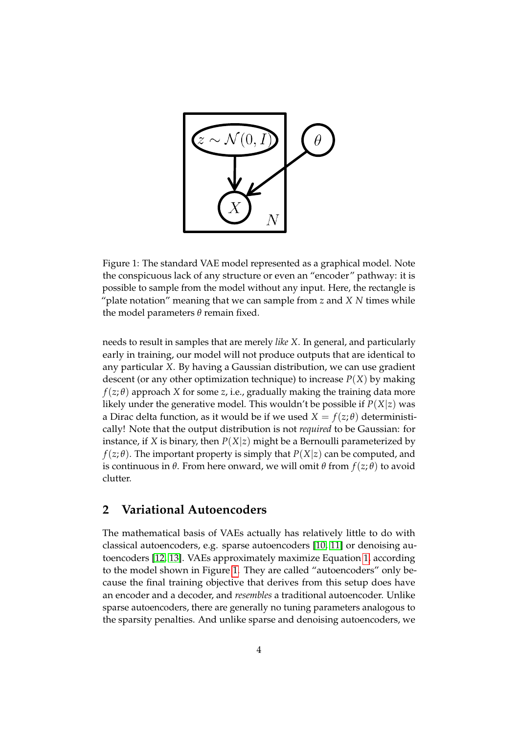Figure 1: The standard VAE model represented as a graphical model. Note the conspicuous lack of any structure or even an "encoder" pathway: it is possible to sample from the model without any input. Here, the rectangle is "plate notation" meaning that we can sample from $z$ and $X$ $N$ times while the model parameters $\theta$ remain fixed.

needs to result in samples that are merely *like* $X$. In general, and particularly early in training, our model will not produce outputs that are identical to any particular $X$. By having a Gaussian distribution, we can use gradient descent (or any other optimization technique) to increase $P(X)$ by making $f(z;\theta)$ approach $X$ for some $z$, i.e., gradually making the training data more likely under the generative model. This wouldn't be possible if $P(X|z)$ was a Dirac delta function, as it would be if we used $X = f(z;\theta)$ deterministically! Note that the output distribution is not *required* to be Gaussian: for instance, if $X$ is binary, then $P(X|z)$ might be a Bernoulli parameterized by $f(z;\theta)$. The important property is simply that $P(X|z)$ can be computed, and is continuous in $\theta$. From here onward, we will omit $\theta$ from $f(z;\theta)$ to avoid clutter.

## 2 Variational Autoencoders

The mathematical basis of VAEs actually has relatively little to do with classical autoencoders, e.g. sparse autoencoders [10, 11] or denoising autoencoders [12, 13]. VAEs approximately maximize Equation 1, according to the model shown in Figure 1. They are called "autoencoders" only because the final training objective that derives from this setup does have an encoder and a decoder, and *resembles* a traditional autoencoder. Unlike sparse autoencoders, there are generally no tuning parameters analogous to the sparsity penalties. And unlike sparse and denoising autoencoders, we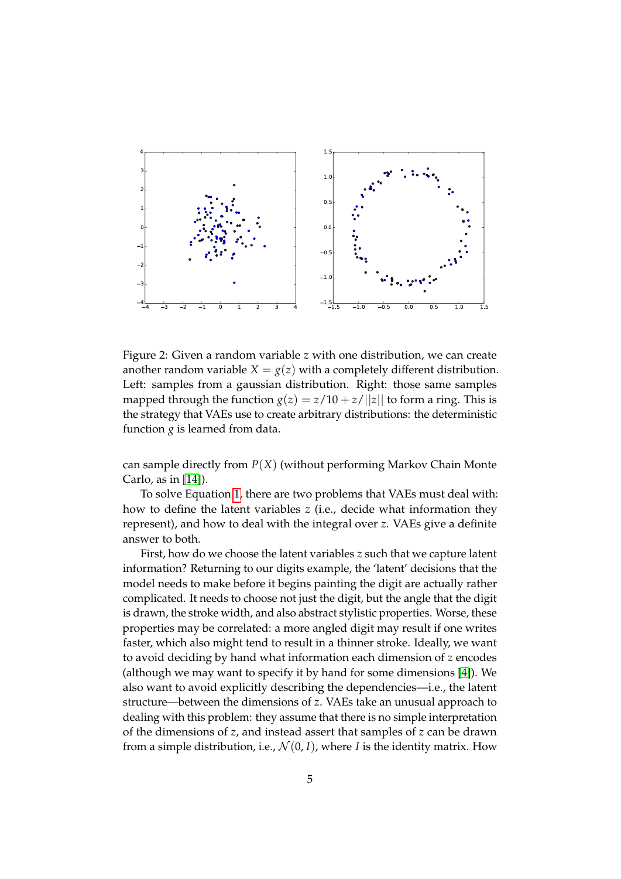Figure 2: Given a random variable $z$ with one distribution, we can create another random variable $X = g(z)$ with a completely different distribution. Left: samples from a gaussian distribution. Right: those same samples mapped through the function $g(z) = z/10 + z/||z||$ to form a ring. This is the strategy that VAEs use to create arbitrary distributions: the deterministic function $g$ is learned from data.

can sample directly from $P(X)$ (without performing Markov Chain Monte Carlo, as in [14]).

To solve Equation 1, there are two problems that VAEs must deal with: how to define the latent variables $z$ (i.e., decide what information they represent), and how to deal with the integral over $z$. VAEs give a definite answer to both.

First, how do we choose the latent variables $z$ such that we capture latent information? Returning to our digits example, the 'latent' decisions that the model needs to make before it begins painting the digit are actually rather complicated. It needs to choose not just the digit, but the angle that the digit is drawn, the stroke width, and also abstract stylistic properties. Worse, these properties may be correlated: a more angled digit may result if one writes faster, which also might tend to result in a thinner stroke. Ideally, we want to avoid deciding by hand what information each dimension of $z$ encodes (although we may want to specify it by hand for some dimensions [4]). We also want to avoid explicitly describing the dependencies—i.e., the latent structure—between the dimensions of $z$. VAEs take an unusual approach to dealing with this problem: they assume that there is no simple interpretation of the dimensions of $z$, and instead assert that samples of $z$ can be drawn from a simple distribution, i.e., $\mathcal{N}(0, I)$, where $I$ is the identity matrix. How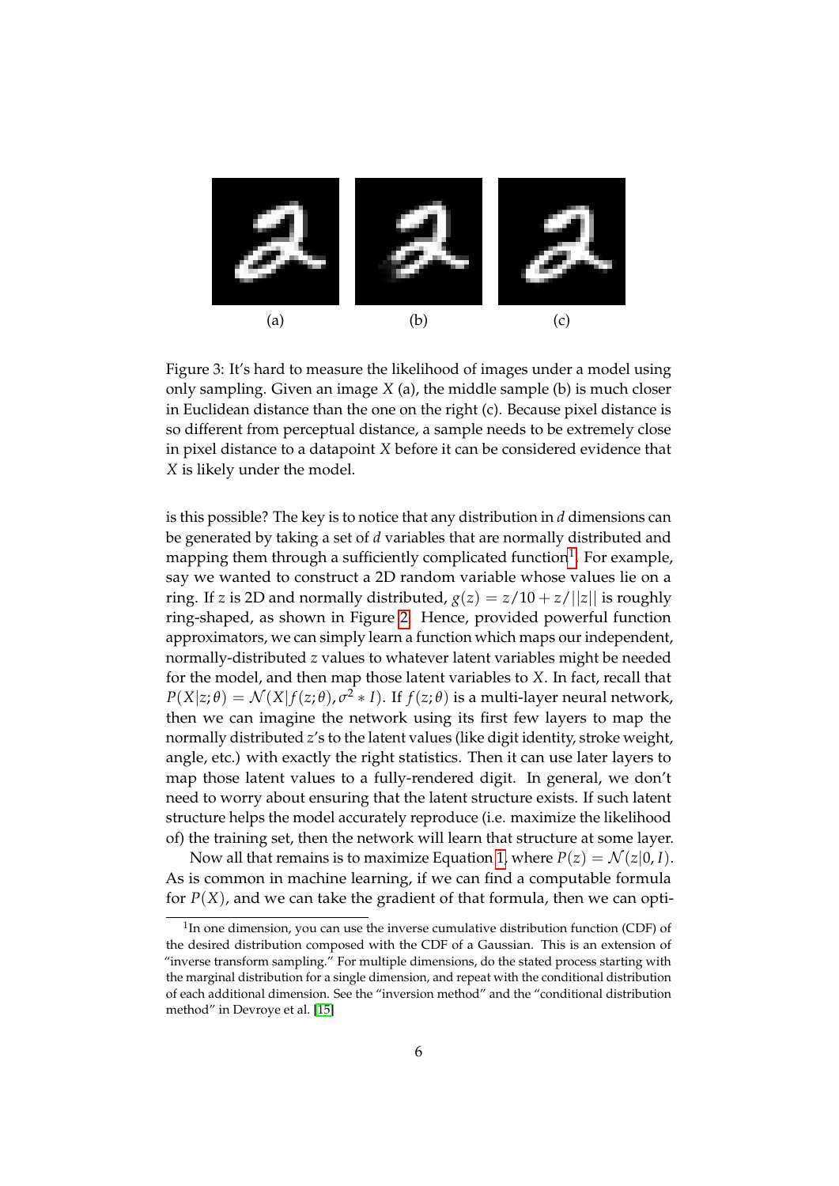(a) (b) (c)

Figure 3: It's hard to measure the likelihood of images under a model using only sampling. Given an image $X$ (a), the middle sample (b) is much closer in Euclidean distance than the one on the right (c). Because pixel distance is so different from perceptual distance, a sample needs to be extremely close in pixel distance to a datapoint $X$ before it can be considered evidence that $X$ is likely under the model.

is this possible? The key is to notice that any distribution in $d$ dimensions can be generated by taking a set of $d$ variables that are normally distributed and mapping them through a sufficiently complicated function[1]. For example, say we wanted to construct a 2D random variable whose values lie on a ring. If $z$ is 2D and normally distributed, $g(z) = z/10 + z/||z||$ is roughly ring-shaped, as shown in Figure 2. Hence, provided powerful function approximators, we can simply learn a function which maps our independent, normally-distributed $z$ values to whatever latent variables might be needed for the model, and then map those latent variables to $X$. In fact, recall that $P(X|z;\theta) = \mathcal{N}(X|f(z;\theta), \sigma^2 * I)$. If $f(z;\theta)$ is a multi-layer neural network, then we can imagine the network using its first few layers to map the normally distributed $z$'s to the latent values (like digit identity, stroke weight, angle, etc.) with exactly the right statistics. Then it can use later layers to map those latent values to a fully-rendered digit. In general, we don't need to worry about ensuring that the latent structure exists. If such latent structure helps the model accurately reproduce (i.e. maximize the likelihood of) the training set, then the network will learn that structure at some layer.

Now all that remains is to maximize Equation 1, where $P(z) = \mathcal{N}(z|0, I)$. As is common in machine learning, if we can find a computable formula for $P(X)$, and we can take the gradient of that formula, then we can opti-

[1] In one dimension, you can use the inverse cumulative distribution function (CDF) of the desired distribution composed with the CDF of a Gaussian. This is an extension of "inverse transform sampling." For multiple dimensions, do the stated process starting with the marginal distribution for a single dimension, and repeat with the conditional distribution of each additional dimension. See the "inversion method" and the "conditional distribution method" in Devroye et al. [15]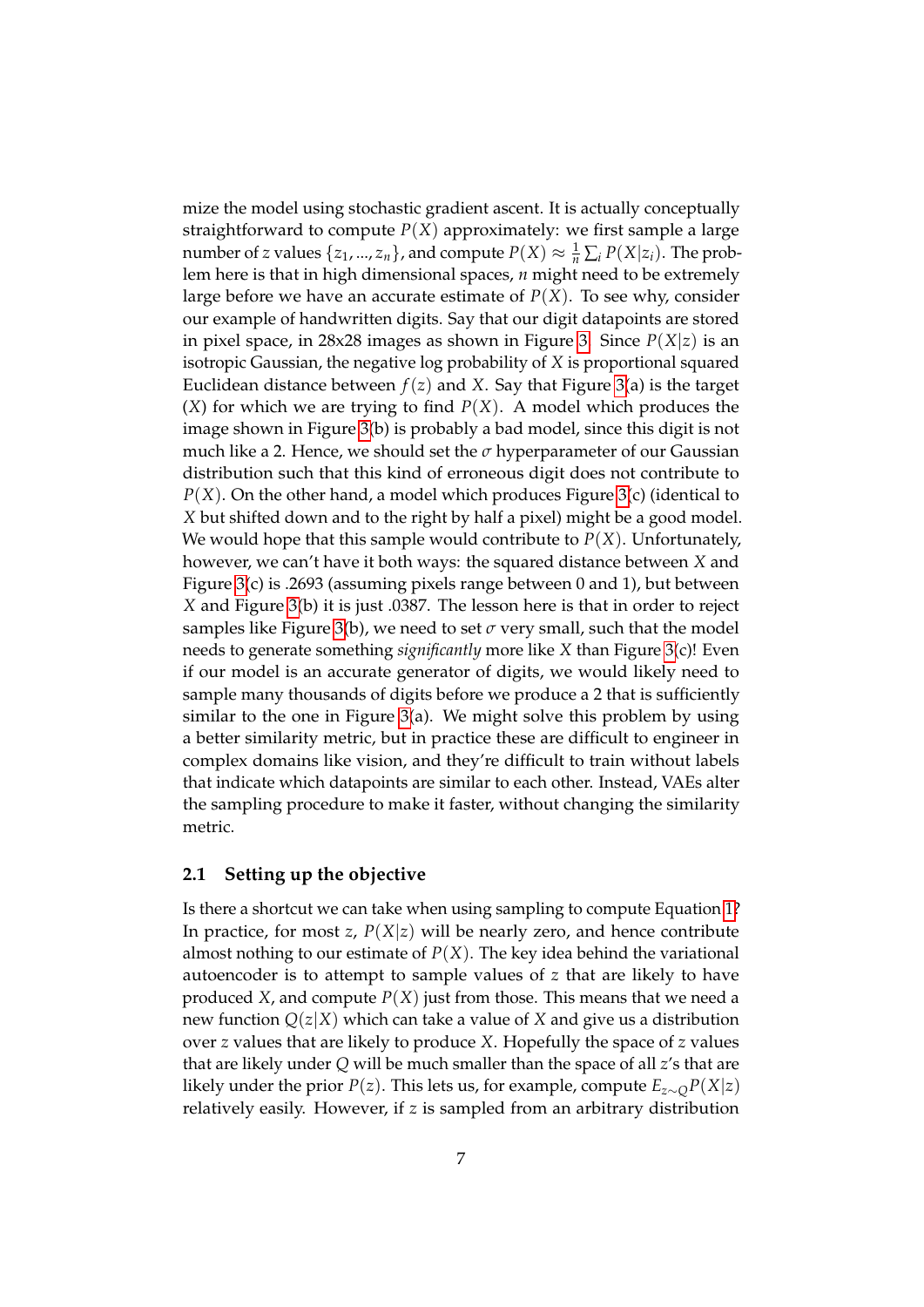mize the model using stochastic gradient ascent. It is actually conceptually straightforward to compute $P(X)$ approximately: we first sample a large number of $z$ values $\{z_1, ..., z_n\}$, and compute $P(X) \approx \frac{1}{n}\sum_i P(X|z_i)$. The problem here is that in high dimensional spaces, $n$ might need to be extremely large before we have an accurate estimate of $P(X)$. To see why, consider our example of handwritten digits. Say that our digit datapoints are stored in pixel space, in 28x28 images as shown in Figure 3. Since $P(X|z)$ is an isotropic Gaussian, the negative log probability of $X$ is proportional squared Euclidean distance between $f(z)$ and $X$. Say that Figure 3(a) is the target ($X$) for which we are trying to find $P(X)$. A model which produces the image shown in Figure 3(b) is probably a bad model, since this digit is not much like a 2. Hence, we should set the $\sigma$ hyperparameter of our Gaussian distribution such that this kind of erroneous digit does not contribute to $P(X)$. On the other hand, a model which produces Figure 3(c) (identical to $X$ but shifted down and to the right by half a pixel) might be a good model. We would hope that this sample would contribute to $P(X)$. Unfortunately, however, we can't have it both ways: the squared distance between $X$ and Figure 3(c) is .2693 (assuming pixels range between 0 and 1), but between $X$ and Figure 3(b) it is just .0387. The lesson here is that in order to reject samples like Figure 3(b), we need to set $\sigma$ very small, such that the model needs to generate something *significantly* more like $X$ than Figure 3(c)! Even if our model is an accurate generator of digits, we would likely need to sample many thousands of digits before we produce a 2 that is sufficiently similar to the one in Figure 3(a). We might solve this problem by using a better similarity metric, but in practice these are difficult to engineer in complex domains like vision, and they're difficult to train without labels that indicate which datapoints are similar to each other. Instead, VAEs alter the sampling procedure to make it faster, without changing the similarity metric.

### 2.1 Setting up the objective

Is there a shortcut we can take when using sampling to compute Equation 1? In practice, for most $z$, $P(X|z)$ will be nearly zero, and hence contribute almost nothing to our estimate of $P(X)$. The key idea behind the variational autoencoder is to attempt to sample values of $z$ that are likely to have produced $X$, and compute $P(X)$ just from those. This means that we need a new function $Q(z|X)$ which can take a value of $X$ and give us a distribution over $z$ values that are likely to produce $X$. Hopefully the space of $z$ values that are likely under $Q$ will be much smaller than the space of all $z$'s that are likely under the prior $P(z)$. This lets us, for example, compute $E_{z\sim Q}P(X|z)$ relatively easily. However, if $z$ is sampled from an arbitrary distribution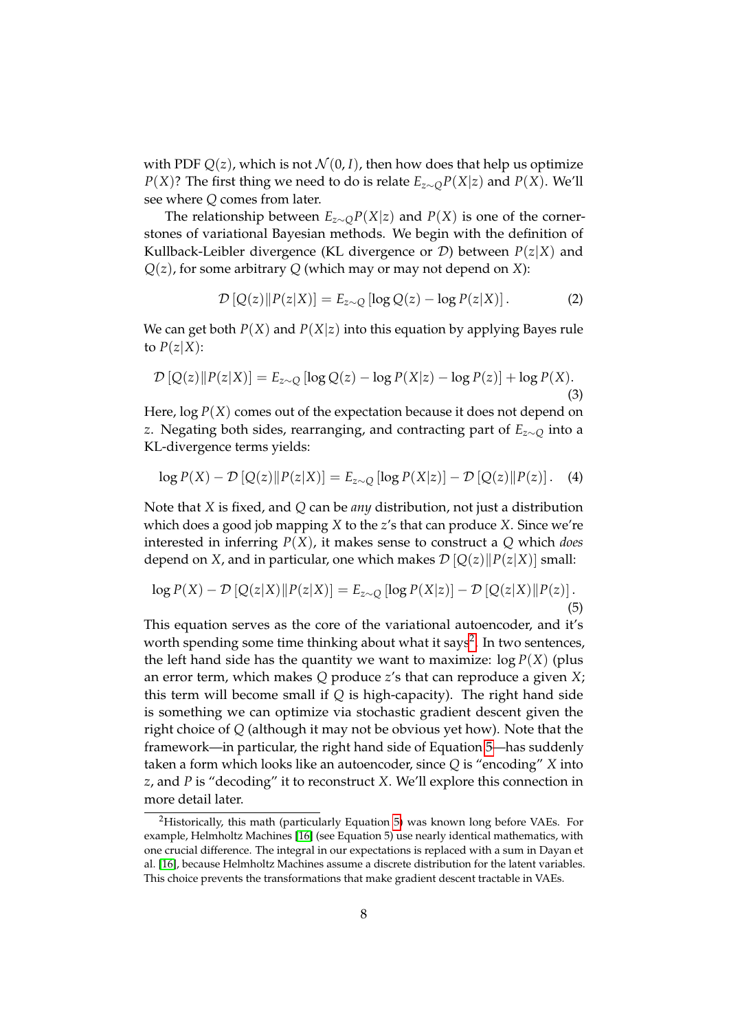with PDF $Q(z)$, which is not $\mathcal{N}(0, I)$, then how does that help us optimize $P(X)$? The first thing we need to do is relate $E_{z\sim Q}P(X|z)$ and $P(X)$. We'll see where $Q$ comes from later.

The relationship between $E_{z\sim Q}P(X|z)$ and $P(X)$ is one of the cornerstones of variational Bayesian methods. We begin with the definition of Kullback-Leibler divergence (KL divergence or $\mathcal{D}$) between $P(z|X)$ and $Q(z)$, for some arbitrary $Q$ (which may or may not depend on $X$):

$$\mathcal{D}\left[Q(z)\|P(z|X)\right] = E_{z\sim Q}\left[\log Q(z) - \log P(z|X)\right]. \tag{2}$$

We can get both $P(X)$ and $P(X|z)$ into this equation by applying Bayes rule to $P(z|X)$:

$$\mathcal{D}\left[Q(z)\|P(z|X)\right] = E_{z\sim Q}\left[\log Q(z) - \log P(X|z) - \log P(z)\right] + \log P(X). \tag{3}$$

Here, $\log P(X)$ comes out of the expectation because it does not depend on $z$. Negating both sides, rearranging, and contracting part of $E_{z\sim Q}$ into a KL-divergence terms yields:

$$\log P(X) - \mathcal{D}\left[Q(z)\|P(z|X)\right] = E_{z\sim Q}\left[\log P(X|z)\right] - \mathcal{D}\left[Q(z)\|P(z)\right]. \tag{4}$$

Note that $X$ is fixed, and $Q$ can be *any* distribution, not just a distribution which does a good job mapping $X$ to the $z$'s that can produce $X$. Since we're interested in inferring $P(X)$, it makes sense to construct a $Q$ which *does* depend on $X$, and in particular, one which makes $\mathcal{D}\left[Q(z)\|P(z|X)\right]$ small:

$$\log P(X) - \mathcal{D}\left[Q(z|X)\|P(z|X)\right] = E_{z\sim Q}\left[\log P(X|z)\right] - \mathcal{D}\left[Q(z|X)\|P(z)\right]. \tag{5}$$

This equation serves as the core of the variational autoencoder, and it's worth spending some time thinking about what it says[2]. In two sentences, the left hand side has the quantity we want to maximize: $\log P(X)$ (plus an error term, which makes $Q$ produce $z$'s that can reproduce a given $X$; this term will become small if $Q$ is high-capacity). The right hand side is something we can optimize via stochastic gradient descent given the right choice of $Q$ (although it may not be obvious yet how). Note that the framework—in particular, the right hand side of Equation 5—has suddenly taken a form which looks like an autoencoder, since $Q$ is "encoding" $X$ into $z$, and $P$ is "decoding" it to reconstruct $X$. We'll explore this connection in more detail later.

[2]Historically, this math (particularly Equation 5) was known long before VAEs. For example, Helmholtz Machines [16] (see Equation 5) use nearly identical mathematics, with one crucial difference. The integral in our expectations is replaced with a sum in Dayan et al. [16], because Helmholtz Machines assume a discrete distribution for the latent variables. This choice prevents the transformations that make gradient descent tractable in VAEs.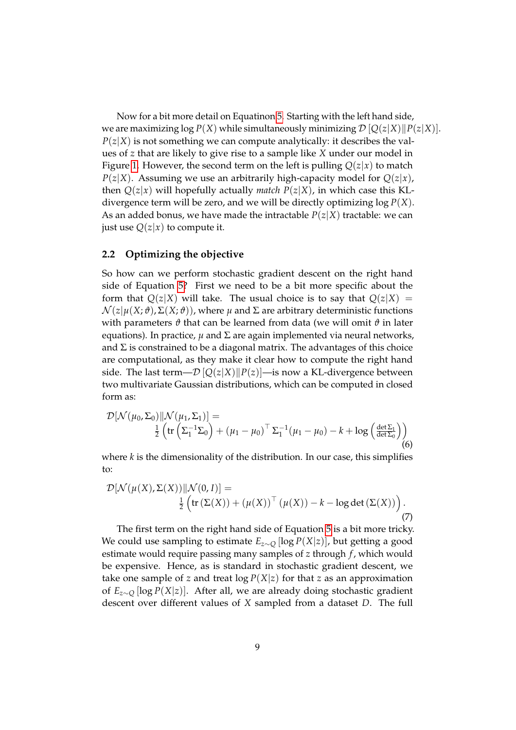Now for a bit more detail on Equatinon 5. Starting with the left hand side, we are maximizing $\log P(X)$ while simultaneously minimizing $\mathcal{D}\left[Q(z|X)\|P(z|X)\right]$. $P(z|X)$ is not something we can compute analytically: it describes the values of $z$ that are likely to give rise to a sample like $X$ under our model in Figure 1. However, the second term on the left is pulling $Q(z|x)$ to match $P(z|X)$. Assuming we use an arbitrarily high-capacity model for $Q(z|x)$, then $Q(z|x)$ will hopefully actually *match* $P(z|X)$, in which case this KL-divergence term will be zero, and we will be directly optimizing $\log P(X)$. As an added bonus, we have made the intractable $P(z|X)$ tractable: we can just use $Q(z|x)$ to compute it.

## 2.2 Optimizing the objective

So how can we perform stochastic gradient descent on the right hand side of Equation 5? First we need to be a bit more specific about the form that $Q(z|X)$ will take. The usual choice is to say that $Q(z|X) = \mathcal{N}(z|\mu(X;\vartheta), \Sigma(X;\vartheta))$, where $\mu$ and $\Sigma$ are arbitrary deterministic functions with parameters $\vartheta$ that can be learned from data (we will omit $\vartheta$ in later equations). In practice, $\mu$ and $\Sigma$ are again implemented via neural networks, and $\Sigma$ is constrained to be a diagonal matrix. The advantages of this choice are computational, as they make it clear how to compute the right hand side. The last term—$\mathcal{D}\left[Q(z|X)\|P(z)\right]$—is now a KL-divergence between two multivariate Gaussian distributions, which can be computed in closed form as:

$$
\begin{aligned}
\mathcal{D}[\mathcal{N}(\mu_0, \Sigma_0) \| \mathcal{N}(\mu_1, \Sigma_1)] = \\
\frac{1}{2}\left(\operatorname{tr}\left(\Sigma_1^{-1}\Sigma_0\right) + (\mu_1 - \mu_0)^\top \Sigma_1^{-1}(\mu_1 - \mu_0) - k + \log\left(\frac{\det \Sigma_1}{\det \Sigma_0}\right)\right)
\end{aligned}
\tag{6}
$$

where $k$ is the dimensionality of the distribution. In our case, this simplifies to:

$$
\begin{aligned}
\mathcal{D}[\mathcal{N}(\mu(X), \Sigma(X)) \| \mathcal{N}(0, I)] = \\
\frac{1}{2}\left(\operatorname{tr}\left(\Sigma(X)\right) + (\mu(X))^\top (\mu(X)) - k - \log\det\left(\Sigma(X)\right)\right).
\end{aligned}
\tag{7}
$$

The first term on the right hand side of Equation 5 is a bit more tricky. We could use sampling to estimate $E_{z \sim Q}\left[\log P(X|z)\right]$, but getting a good estimate would require passing many samples of $z$ through $f$, which would be expensive. Hence, as is standard in stochastic gradient descent, we take one sample of $z$ and treat $\log P(X|z)$ for that $z$ as an approximation of $E_{z \sim Q}\left[\log P(X|z)\right]$. After all, we are already doing stochastic gradient descent over different values of $X$ sampled from a dataset $D$. The full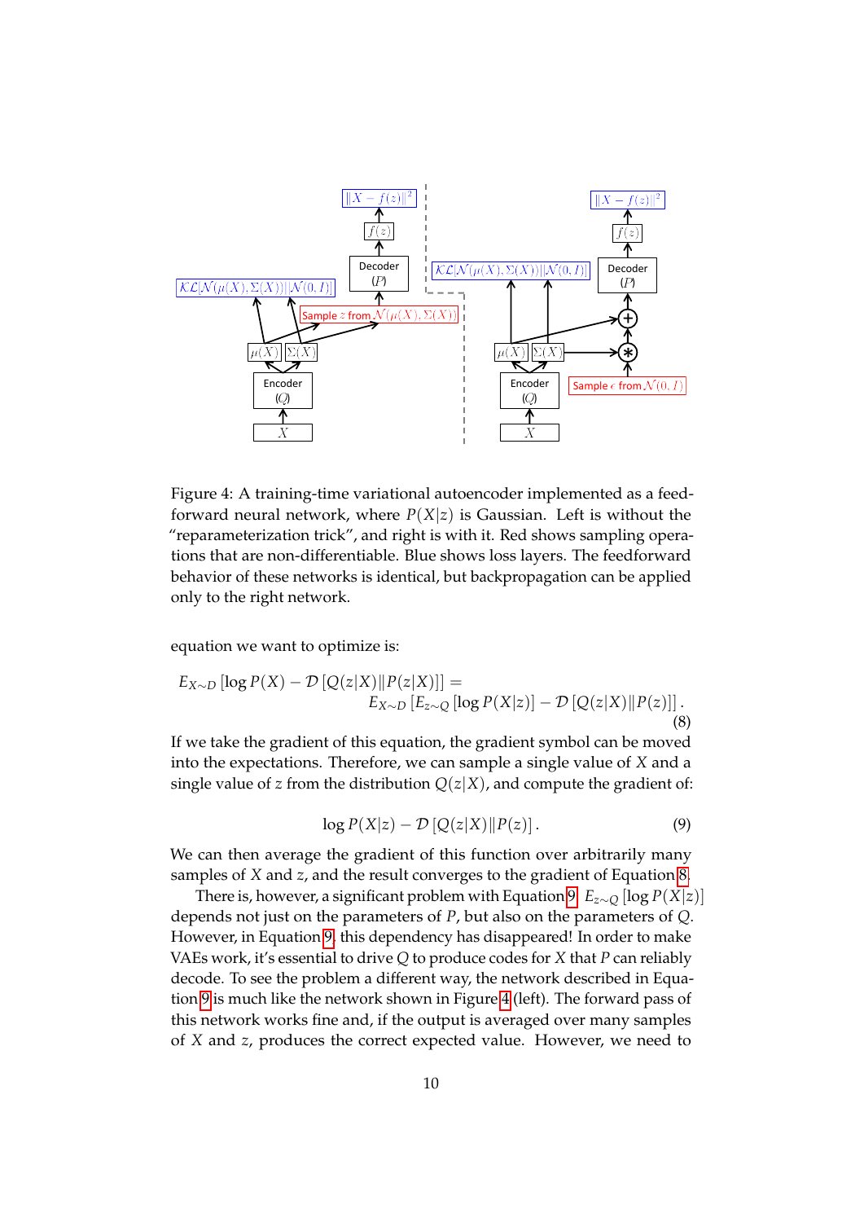Figure 4: A training-time variational autoencoder implemented as a feedforward neural network, where $P(X|z)$ is Gaussian. Left is without the "reparameterization trick", and right is with it. Red shows sampling operations that are non-differentiable. Blue shows loss layers. The feedforward behavior of these networks is identical, but backpropagation can be applied only to the right network.

equation we want to optimize is:

$$E_{X \sim D} \left[ \log P(X) - \mathcal{D}\left[Q(z|X) \| P(z|X)\right] \right] = \\ E_{X \sim D} \left[ E_{z \sim Q} \left[ \log P(X|z) \right] - \mathcal{D}\left[Q(z|X) \| P(z)\right] \right]. \tag{8}$$

If we take the gradient of this equation, the gradient symbol can be moved into the expectations. Therefore, we can sample a single value of $X$ and a single value of $z$ from the distribution $Q(z|X)$, and compute the gradient of:

$$\log P(X|z) - \mathcal{D}\left[Q(z|X) \| P(z)\right]. \tag{9}$$

We can then average the gradient of this function over arbitrarily many samples of $X$ and $z$, and the result converges to the gradient of Equation 8.

There is, however, a significant problem with Equation 9. $E_{z \sim Q} \left[ \log P(X|z) \right]$ depends not just on the parameters of $P$, but also on the parameters of $Q$. However, in Equation 9, this dependency has disappeared! In order to make VAEs work, it's essential to drive $Q$ to produce codes for $X$ that $P$ can reliably decode. To see the problem a different way, the network described in Equation 9 is much like the network shown in Figure 4 (left). The forward pass of this network works fine and, if the output is averaged over many samples of $X$ and $z$, produces the correct expected value. However, we need to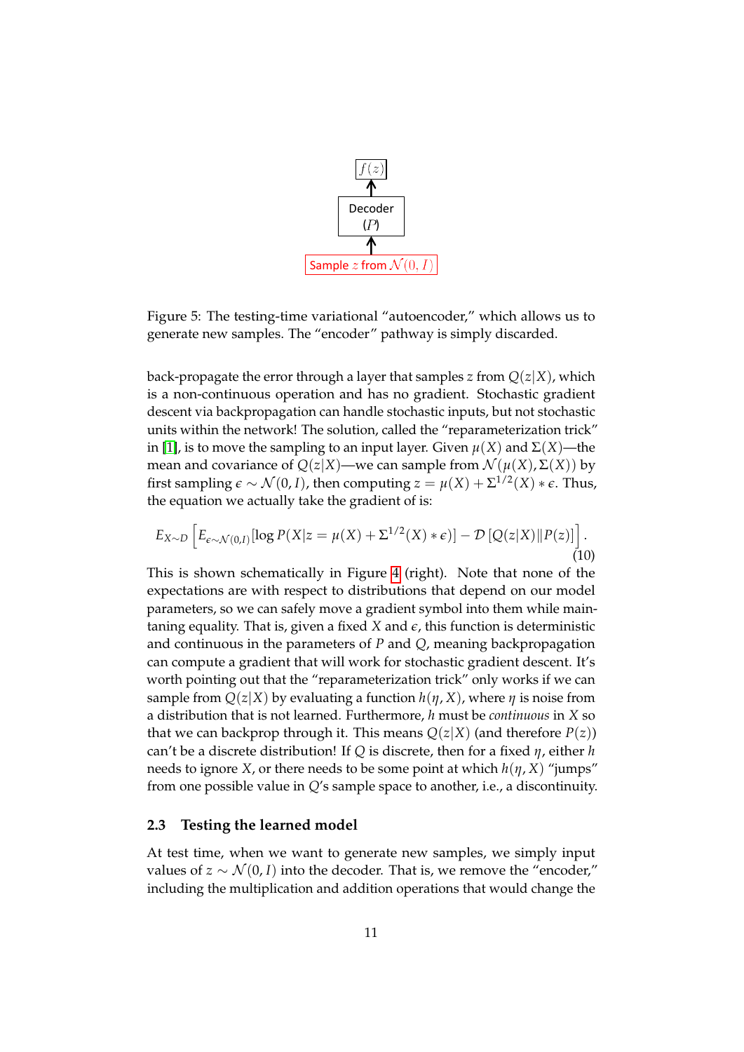Figure 5: The testing-time variational "autoencoder," which allows us to generate new samples. The "encoder" pathway is simply discarded.

back-propagate the error through a layer that samples $z$ from $Q(z|X)$, which is a non-continuous operation and has no gradient. Stochastic gradient descent via backpropagation can handle stochastic inputs, but not stochastic units within the network! The solution, called the "reparameterization trick" in [1], is to move the sampling to an input layer. Given $\mu(X)$ and $\Sigma(X)$—the mean and covariance of $Q(z|X)$—we can sample from $\mathcal{N}(\mu(X), \Sigma(X))$ by first sampling $\epsilon \sim \mathcal{N}(0, I)$, then computing $z = \mu(X) + \Sigma^{1/2}(X) * \epsilon$. Thus, the equation we actually take the gradient of is:

$$E_{X \sim D}\left[E_{\epsilon \sim \mathcal{N}(0,I)}[\log P(X|z = \mu(X) + \Sigma^{1/2}(X) * \epsilon)] - \mathcal{D}\left[Q(z|X) \| P(z)\right]\right]. \tag{10}$$

This is shown schematically in Figure 4 (right). Note that none of the expectations are with respect to distributions that depend on our model parameters, so we can safely move a gradient symbol into them while maintaning equality. That is, given a fixed $X$ and $\epsilon$, this function is deterministic and continuous in the parameters of $P$ and $Q$, meaning backpropagation can compute a gradient that will work for stochastic gradient descent. It's worth pointing out that the "reparameterization trick" only works if we can sample from $Q(z|X)$ by evaluating a function $h(\eta, X)$, where $\eta$ is noise from a distribution that is not learned. Furthermore, $h$ must be *continuous* in $X$ so that we can backprop through it. This means $Q(z|X)$ (and therefore $P(z)$) can't be a discrete distribution! If $Q$ is discrete, then for a fixed $\eta$, either $h$ needs to ignore $X$, or there needs to be some point at which $h(\eta, X)$ "jumps" from one possible value in $Q$'s sample space to another, i.e., a discontinuity.

### 2.3 Testing the learned model

At test time, when we want to generate new samples, we simply input values of $z \sim \mathcal{N}(0, I)$ into the decoder. That is, we remove the "encoder," including the multiplication and addition operations that would change the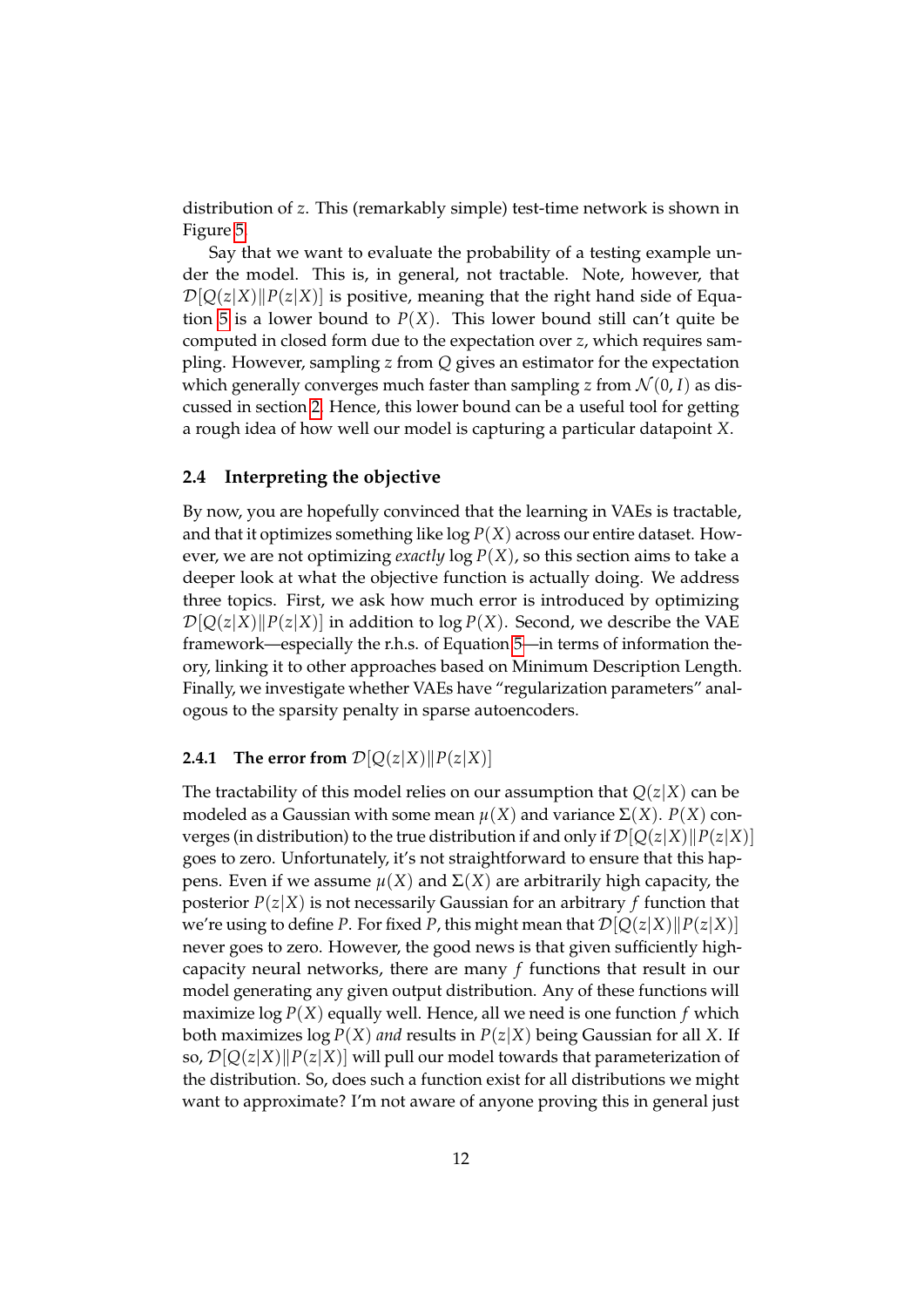distribution of $z$. This (remarkably simple) test-time network is shown in Figure 5.

Say that we want to evaluate the probability of a testing example under the model. This is, in general, not tractable. Note, however, that $\mathcal{D}[Q(z|X)\|P(z|X)]$ is positive, meaning that the right hand side of Equation 5 is a lower bound to $P(X)$. This lower bound still can't quite be computed in closed form due to the expectation over $z$, which requires sampling. However, sampling $z$ from $Q$ gives an estimator for the expectation which generally converges much faster than sampling $z$ from $\mathcal{N}(0, I)$ as discussed in section 2. Hence, this lower bound can be a useful tool for getting a rough idea of how well our model is capturing a particular datapoint $X$.

### 2.4 Interpreting the objective

By now, you are hopefully convinced that the learning in VAEs is tractable, and that it optimizes something like $\log P(X)$ across our entire dataset. However, we are not optimizing *exactly* $\log P(X)$, so this section aims to take a deeper look at what the objective function is actually doing. We address three topics. First, we ask how much error is introduced by optimizing $\mathcal{D}[Q(z|X)\|P(z|X)]$ in addition to $\log P(X)$. Second, we describe the VAE framework—especially the r.h.s. of Equation 5—in terms of information theory, linking it to other approaches based on Minimum Description Length. Finally, we investigate whether VAEs have "regularization parameters" analogous to the sparsity penalty in sparse autoencoders.

#### 2.4.1 The error from $\mathcal{D}[Q(z|X)\|P(z|X)]$

The tractability of this model relies on our assumption that $Q(z|X)$ can be modeled as a Gaussian with some mean $\mu(X)$ and variance $\Sigma(X)$. $P(X)$ converges (in distribution) to the true distribution if and only if $\mathcal{D}[Q(z|X)\|P(z|X)]$ goes to zero. Unfortunately, it's not straightforward to ensure that this happens. Even if we assume $\mu(X)$ and $\Sigma(X)$ are arbitrarily high capacity, the posterior $P(z|X)$ is not necessarily Gaussian for an arbitrary $f$ function that we're using to define $P$. For fixed $P$, this might mean that $\mathcal{D}[Q(z|X)\|P(z|X)]$ never goes to zero. However, the good news is that given sufficiently high-capacity neural networks, there are many $f$ functions that result in our model generating any given output distribution. Any of these functions will maximize $\log P(X)$ equally well. Hence, all we need is one function $f$ which both maximizes $\log P(X)$ *and* results in $P(z|X)$ being Gaussian for all $X$. If so, $\mathcal{D}[Q(z|X)\|P(z|X)]$ will pull our model towards that parameterization of the distribution. So, does such a function exist for all distributions we might want to approximate? I'm not aware of anyone proving this in general just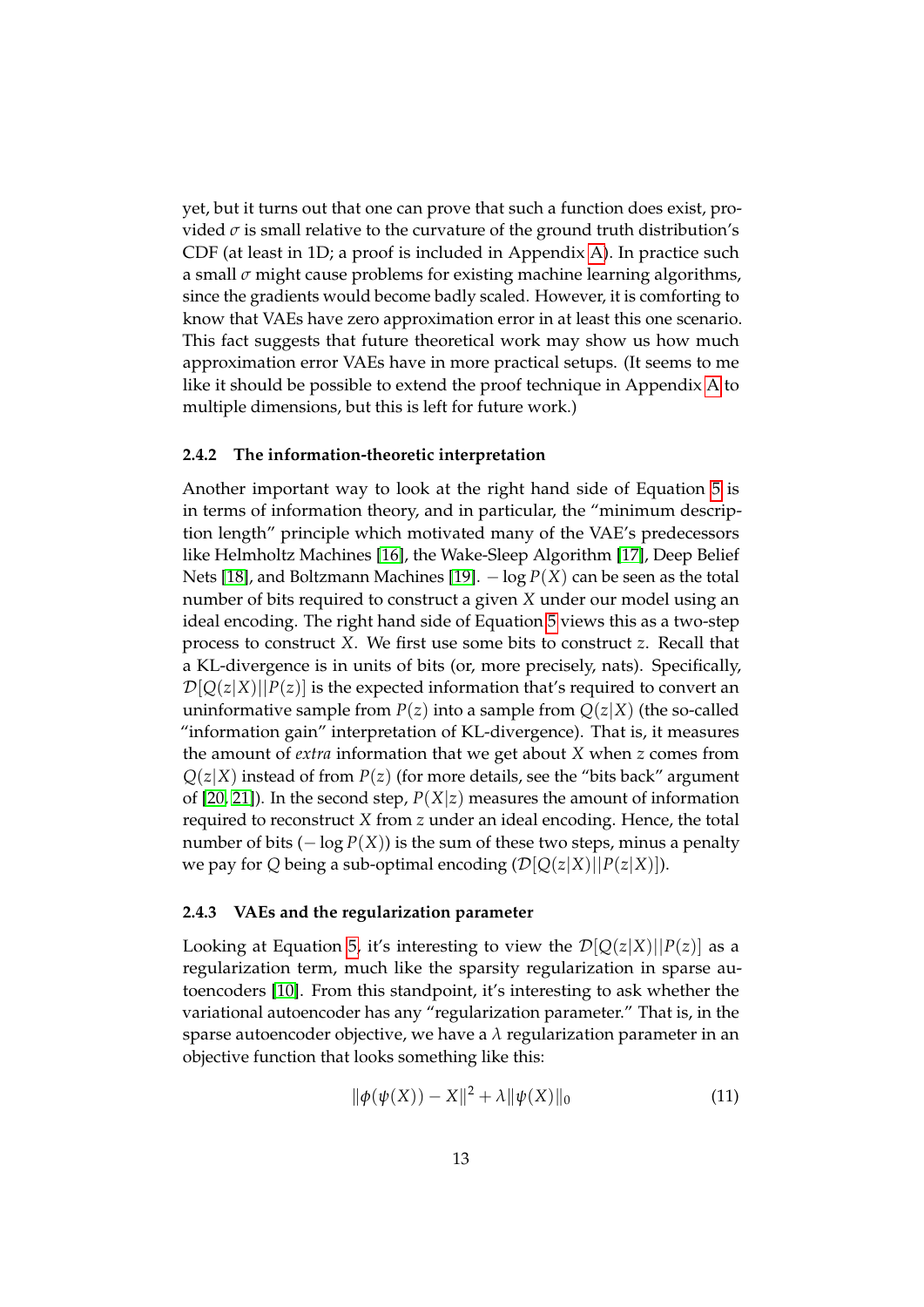yet, but it turns out that one can prove that such a function does exist, provided $\sigma$ is small relative to the curvature of the ground truth distribution's CDF (at least in 1D; a proof is included in Appendix A). In practice such a small $\sigma$ might cause problems for existing machine learning algorithms, since the gradients would become badly scaled. However, it is comforting to know that VAEs have zero approximation error in at least this one scenario. This fact suggests that future theoretical work may show us how much approximation error VAEs have in more practical setups. (It seems to me like it should be possible to extend the proof technique in Appendix A to multiple dimensions, but this is left for future work.)

### 2.4.2 The information-theoretic interpretation

Another important way to look at the right hand side of Equation 5 is in terms of information theory, and in particular, the "minimum description length" principle which motivated many of the VAE's predecessors like Helmholtz Machines [16], the Wake-Sleep Algorithm [17], Deep Belief Nets [18], and Boltzmann Machines [19]. $-\log P(X)$ can be seen as the total number of bits required to construct a given $X$ under our model using an ideal encoding. The right hand side of Equation 5 views this as a two-step process to construct $X$. We first use some bits to construct $z$. Recall that a KL-divergence is in units of bits (or, more precisely, nats). Specifically, $\mathcal{D}[Q(z|X)||P(z)]$ is the expected information that's required to convert an uninformative sample from $P(z)$ into a sample from $Q(z|X)$ (the so-called "information gain" interpretation of KL-divergence). That is, it measures the amount of *extra* information that we get about $X$ when $z$ comes from $Q(z|X)$ instead of from $P(z)$ (for more details, see the "bits back" argument of [20, 21]). In the second step, $P(X|z)$ measures the amount of information required to reconstruct $X$ from $z$ under an ideal encoding. Hence, the total number of bits ($-\log P(X)$) is the sum of these two steps, minus a penalty we pay for $Q$ being a sub-optimal encoding ($\mathcal{D}[Q(z|X)||P(z|X)]$).

### 2.4.3 VAEs and the regularization parameter

Looking at Equation 5, it's interesting to view the $\mathcal{D}[Q(z|X)||P(z)]$ as a regularization term, much like the sparsity regularization in sparse autoencoders [10]. From this standpoint, it's interesting to ask whether the variational autoencoder has any "regularization parameter." That is, in the sparse autoencoder objective, we have a $\lambda$ regularization parameter in an objective function that looks something like this:

$$\|\phi(\psi(X)) - X\|^2 + \lambda\|\psi(X)\|_0 \tag{11}$$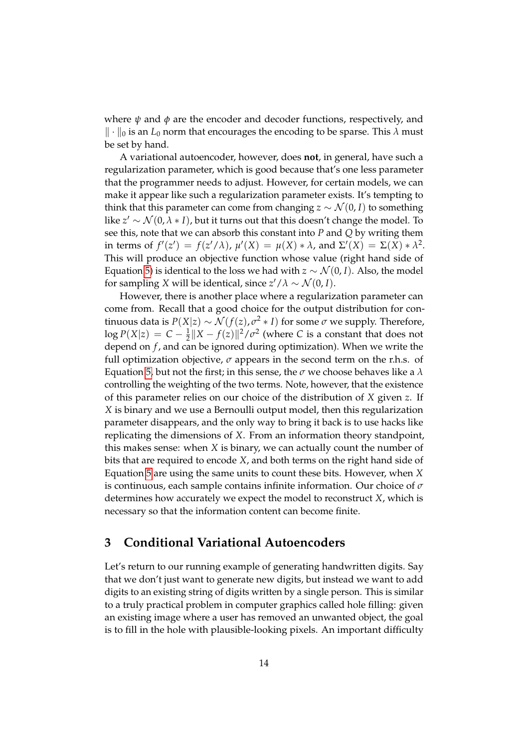where $\psi$ and $\phi$ are the encoder and decoder functions, respectively, and $\|\cdot\|_0$ is an $L_0$ norm that encourages the encoding to be sparse. This $\lambda$ must be set by hand.

A variational autoencoder, however, does **not**, in general, have such a regularization parameter, which is good because that's one less parameter that the programmer needs to adjust. However, for certain models, we can make it appear like such a regularization parameter exists. It's tempting to think that this parameter can come from changing $z \sim \mathcal{N}(0, I)$ to something like $z' \sim \mathcal{N}(0, \lambda * I)$, but it turns out that this doesn't change the model. To see this, note that we can absorb this constant into $P$ and $Q$ by writing them in terms of $f'(z') = f(z'/\lambda)$, $\mu'(X) = \mu(X) * \lambda$, and $\Sigma'(X) = \Sigma(X) * \lambda^2$. This will produce an objective function whose value (right hand side of Equation 5) is identical to the loss we had with $z \sim \mathcal{N}(0, I)$. Also, the model for sampling $X$ will be identical, since $z'/\lambda \sim \mathcal{N}(0, I)$.

However, there is another place where a regularization parameter can come from. Recall that a good choice for the output distribution for continuous data is $P(X|z) \sim \mathcal{N}(f(z), \sigma^2 * I)$ for some $\sigma$ we supply. Therefore, $\log P(X|z) = C - \frac{1}{2}\|X - f(z)\|^2/\sigma^2$ (where $C$ is a constant that does not depend on $f$, and can be ignored during optimization). When we write the full optimization objective, $\sigma$ appears in the second term on the r.h.s. of Equation 5, but not the first; in this sense, the $\sigma$ we choose behaves like a $\lambda$ controlling the weighting of the two terms. Note, however, that the existence of this parameter relies on our choice of the distribution of $X$ given $z$. If $X$ is binary and we use a Bernoulli output model, then this regularization parameter disappears, and the only way to bring it back is to use hacks like replicating the dimensions of $X$. From an information theory standpoint, this makes sense: when $X$ is binary, we can actually count the number of bits that are required to encode $X$, and both terms on the right hand side of Equation 5 are using the same units to count these bits. However, when $X$ is continuous, each sample contains infinite information. Our choice of $\sigma$ determines how accurately we expect the model to reconstruct $X$, which is necessary so that the information content can become finite.

## 3 Conditional Variational Autoencoders

Let's return to our running example of generating handwritten digits. Say that we don't just want to generate new digits, but instead we want to add digits to an existing string of digits written by a single person. This is similar to a truly practical problem in computer graphics called hole filling: given an existing image where a user has removed an unwanted object, the goal is to fill in the hole with plausible-looking pixels. An important difficulty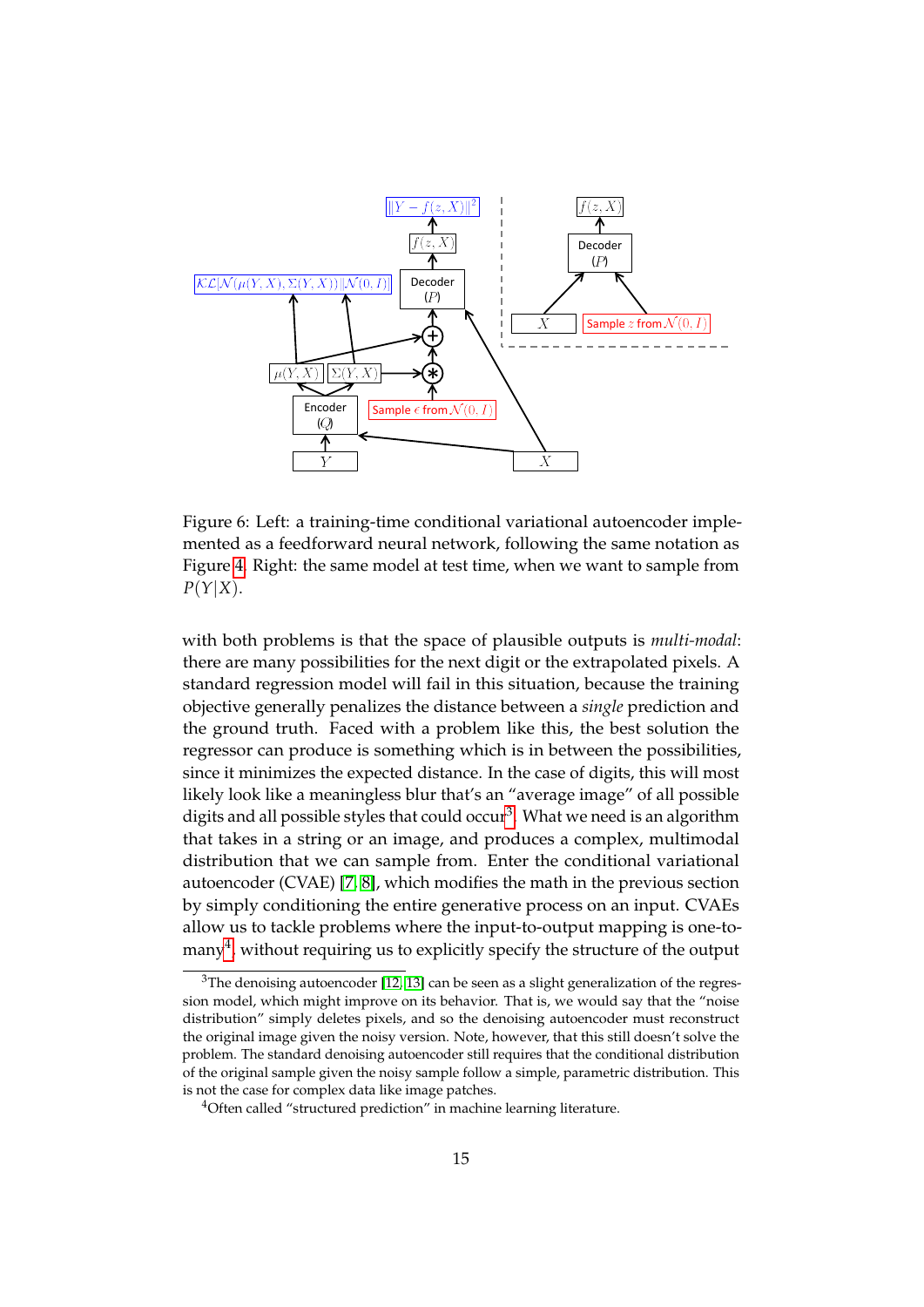Figure 6: Left: a training-time conditional variational autoencoder implemented as a feedforward neural network, following the same notation as Figure 4. Right: the same model at test time, when we want to sample from $P(Y|X)$.

with both problems is that the space of plausible outputs is *multi-modal*: there are many possibilities for the next digit or the extrapolated pixels. A standard regression model will fail in this situation, because the training objective generally penalizes the distance between a *single* prediction and the ground truth. Faced with a problem like this, the best solution the regressor can produce is something which is in between the possibilities, since it minimizes the expected distance. In the case of digits, this will most likely look like a meaningless blur that's an "average image" of all possible digits and all possible styles that could occur[3]. What we need is an algorithm that takes in a string or an image, and produces a complex, multimodal distribution that we can sample from. Enter the conditional variational autoencoder (CVAE) [7, 8], which modifies the math in the previous section by simply conditioning the entire generative process on an input. CVAEs allow us to tackle problems where the input-to-output mapping is one-to-many[4], without requiring us to explicitly specify the structure of the output

[3] The denoising autoencoder [12, 13] can be seen as a slight generalization of the regression model, which might improve on its behavior. That is, we would say that the "noise distribution" simply deletes pixels, and so the denoising autoencoder must reconstruct the original image given the noisy version. Note, however, that this still doesn't solve the problem. The standard denoising autoencoder still requires that the conditional distribution of the original sample given the noisy sample follow a simple, parametric distribution. This is not the case for complex data like image patches.

[4] Often called "structured prediction" in machine learning literature.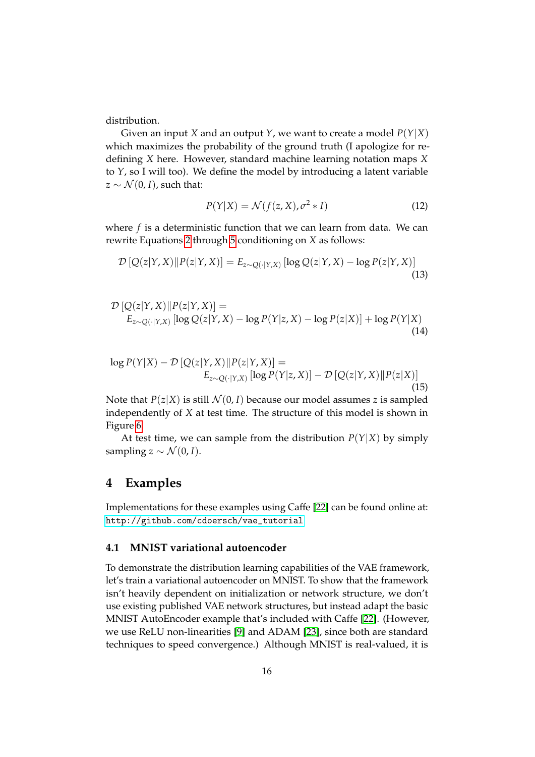distribution.

Given an input $X$ and an output $Y$, we want to create a model $P(Y|X)$ which maximizes the probability of the ground truth (I apologize for re-defining $X$ here. However, standard machine learning notation maps $X$ to $Y$, so I will too). We define the model by introducing a latent variable $z \sim \mathcal{N}(0, I)$, such that:

$$P(Y|X) = \mathcal{N}(f(z, X), \sigma^2 * I) \tag{12}$$

where $f$ is a deterministic function that we can learn from data. We can rewrite Equations 2 through 5 conditioning on $X$ as follows:

$$\mathcal{D}\left[Q(z|Y,X) \| P(z|Y,X)\right] = E_{z \sim Q(\cdot|Y,X)}\left[\log Q(z|Y,X) - \log P(z|Y,X)\right] \tag{13}$$

$$\mathcal{D}\left[Q(z|Y,X) \| P(z|Y,X)\right] = \\ E_{z \sim Q(\cdot|Y,X)}\left[\log Q(z|Y,X) - \log P(Y|z,X) - \log P(z|X)\right] + \log P(Y|X) \tag{14}$$

$$\log P(Y|X) - \mathcal{D}\left[Q(z|Y,X) \| P(z|Y,X)\right] = \\ E_{z \sim Q(\cdot|Y,X)}\left[\log P(Y|z,X)\right] - \mathcal{D}\left[Q(z|Y,X) \| P(z|X)\right] \tag{15}$$

Note that $P(z|X)$ is still $\mathcal{N}(0, I)$ because our model assumes $z$ is sampled independently of $X$ at test time. The structure of this model is shown in Figure 6.

At test time, we can sample from the distribution $P(Y|X)$ by simply sampling $z \sim \mathcal{N}(0, I)$.

# 4 Examples

Implementations for these examples using Caffe [22] can be found online at: http://github.com/cdoersch/vae_tutorial

## 4.1 MNIST variational autoencoder

To demonstrate the distribution learning capabilities of the VAE framework, let's train a variational autoencoder on MNIST. To show that the framework isn't heavily dependent on initialization or network structure, we don't use existing published VAE network structures, but instead adapt the basic MNIST AutoEncoder example that's included with Caffe [22]. (However, we use ReLU non-linearities [9] and ADAM [23], since both are standard techniques to speed convergence.) Although MNIST is real-valued, it is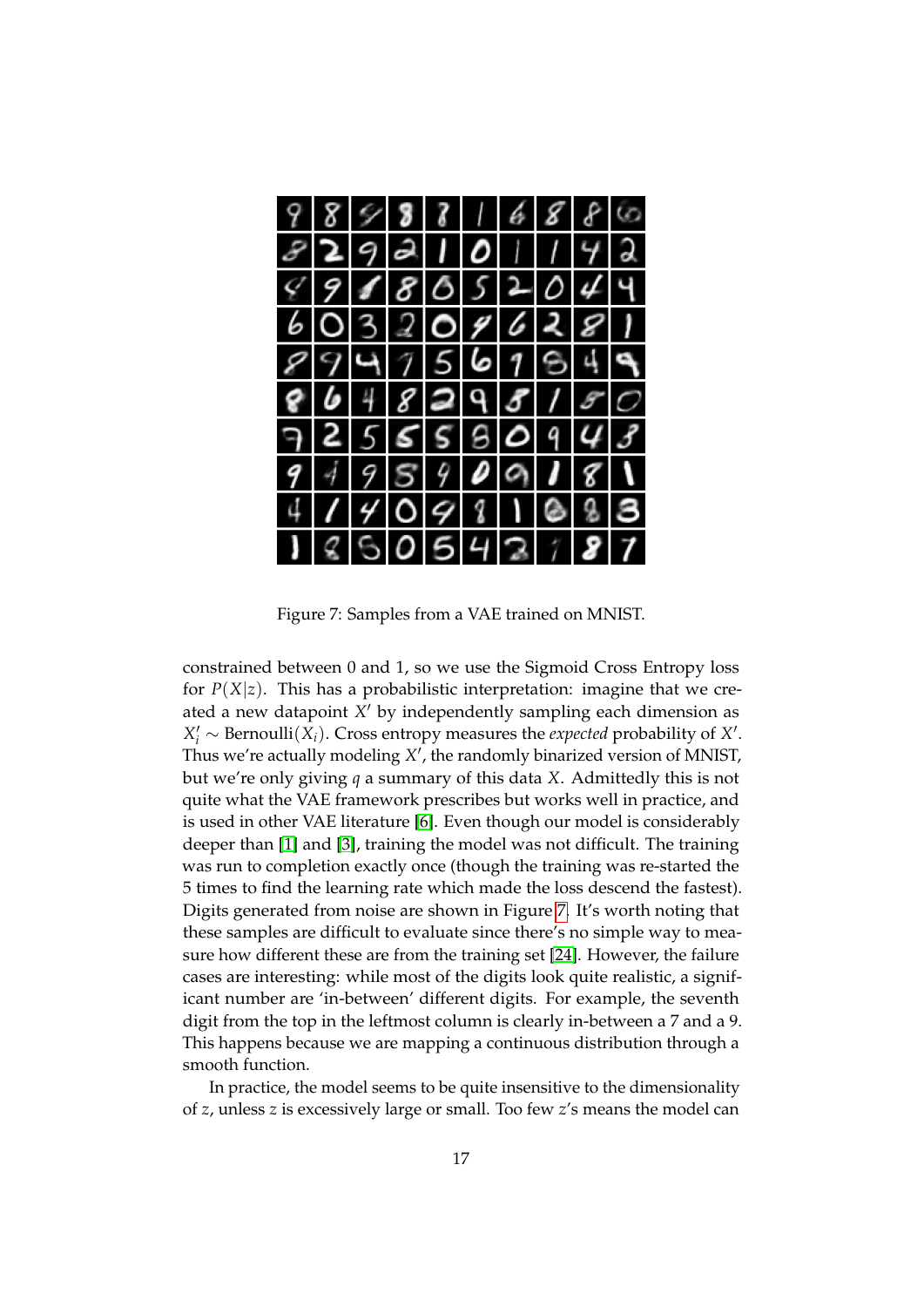Figure 7: Samples from a VAE trained on MNIST.

constrained between 0 and 1, so we use the Sigmoid Cross Entropy loss for $P(X|z)$. This has a probabilistic interpretation: imagine that we created a new datapoint $X'$ by independently sampling each dimension as $X'_i \sim \text{Bernoulli}(X_i)$. Cross entropy measures the *expected* probability of $X'$. Thus we're actually modeling $X'$, the randomly binarized version of MNIST, but we're only giving $q$ a summary of this data $X$. Admittedly this is not quite what the VAE framework prescribes but works well in practice, and is used in other VAE literature [6]. Even though our model is considerably deeper than [1] and [3], training the model was not difficult. The training was run to completion exactly once (though the training was re-started the 5 times to find the learning rate which made the loss descend the fastest). Digits generated from noise are shown in Figure 7. It's worth noting that these samples are difficult to evaluate since there's no simple way to measure how different these are from the training set [24]. However, the failure cases are interesting: while most of the digits look quite realistic, a significant number are 'in-between' different digits. For example, the seventh digit from the top in the leftmost column is clearly in-between a 7 and a 9. This happens because we are mapping a continuous distribution through a smooth function.

In practice, the model seems to be quite insensitive to the dimensionality of $z$, unless $z$ is excessively large or small. Too few $z$'s means the model can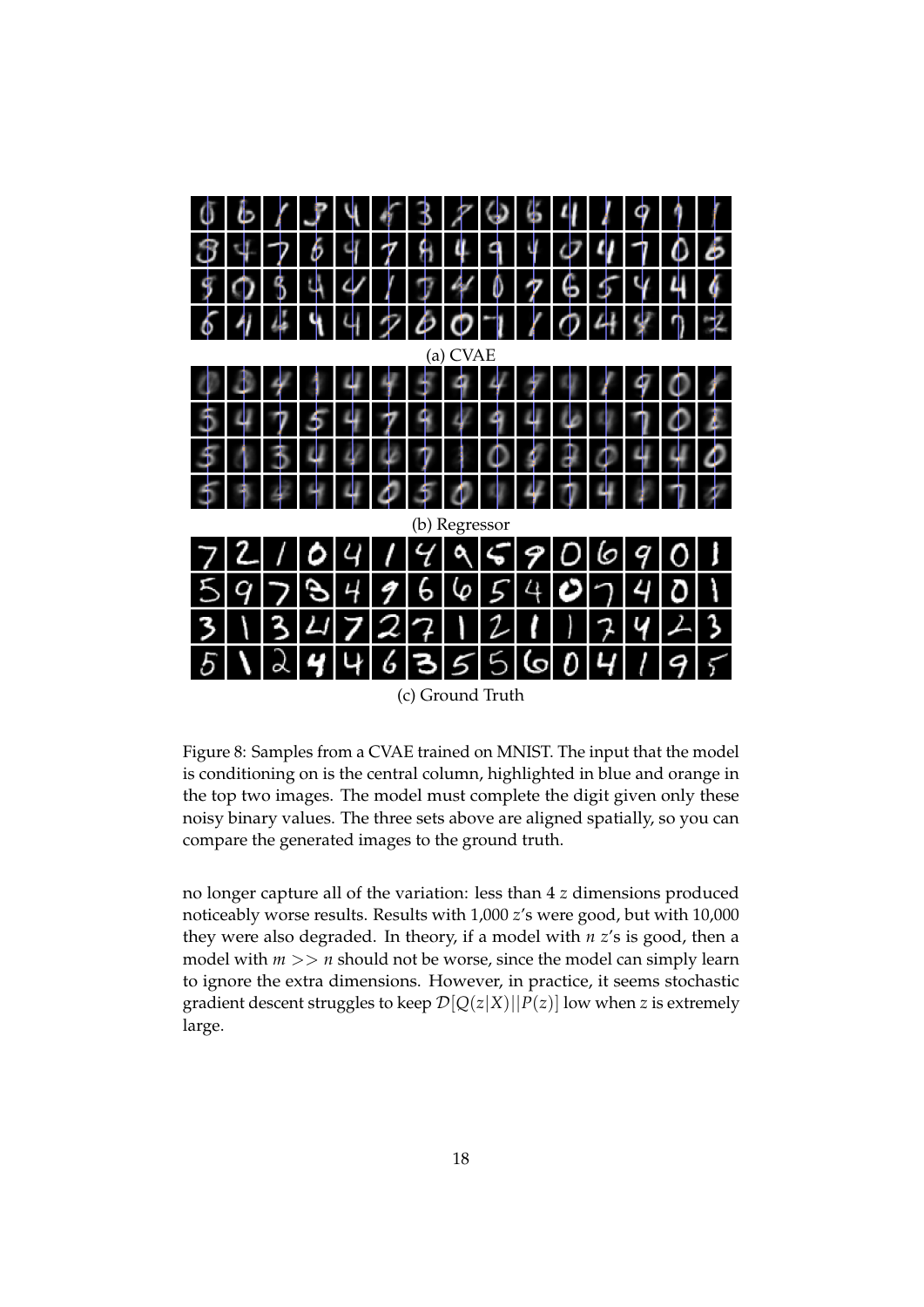(a) CVAE

(b) Regressor

(c) Ground Truth

Figure 8: Samples from a CVAE trained on MNIST. The input that the model is conditioning on is the central column, highlighted in blue and orange in the top two images. The model must complete the digit given only these noisy binary values. The three sets above are aligned spatially, so you can compare the generated images to the ground truth.

no longer capture all of the variation: less than 4 $z$ dimensions produced noticeably worse results. Results with 1,000 $z$'s were good, but with 10,000 they were also degraded. In theory, if a model with $n$ $z$'s is good, then a model with $m >> n$ should not be worse, since the model can simply learn to ignore the extra dimensions. However, in practice, it seems stochastic gradient descent struggles to keep $\mathcal{D}[Q(z|X)||P(z)]$ low when $z$ is extremely large.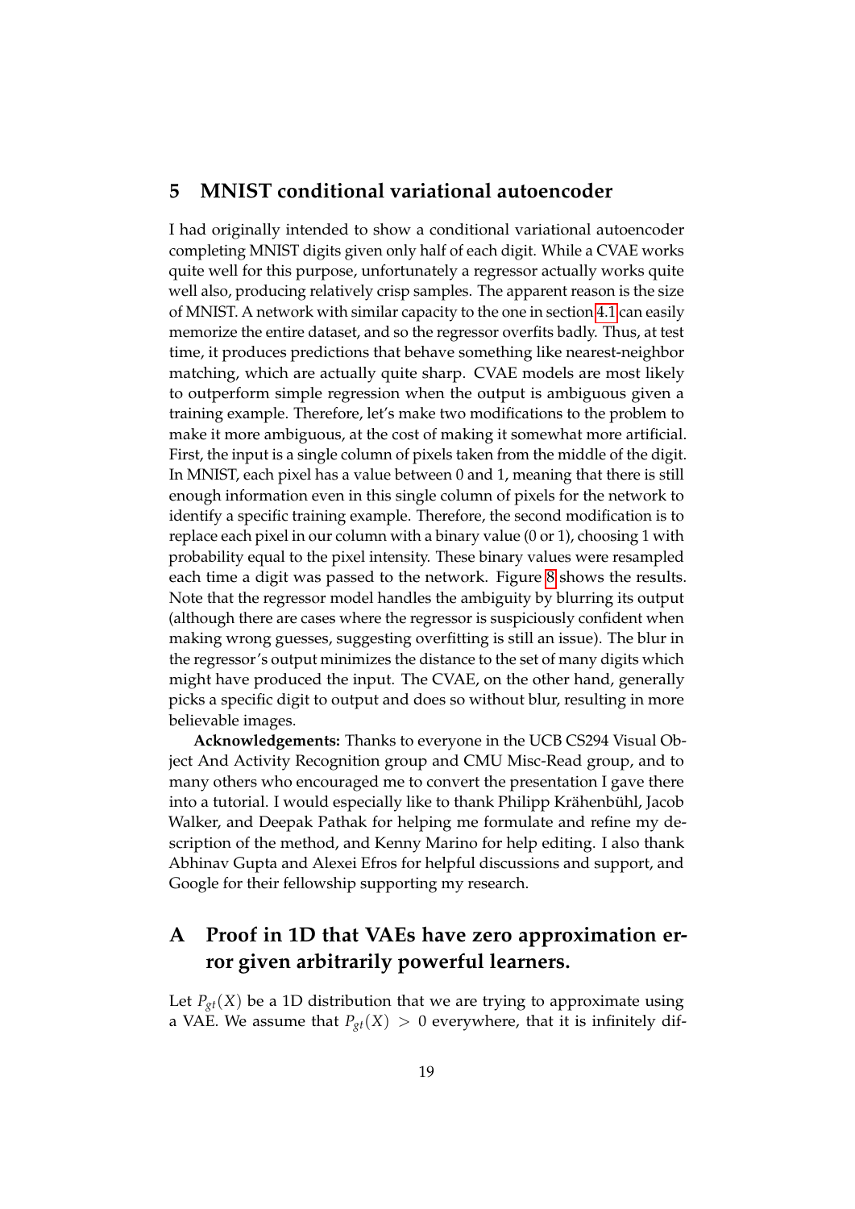## 5 MNIST conditional variational autoencoder

I had originally intended to show a conditional variational autoencoder completing MNIST digits given only half of each digit. While a CVAE works quite well for this purpose, unfortunately a regressor actually works quite well also, producing relatively crisp samples. The apparent reason is the size of MNIST. A network with similar capacity to the one in section 4.1 can easily memorize the entire dataset, and so the regressor overfits badly. Thus, at test time, it produces predictions that behave something like nearest-neighbor matching, which are actually quite sharp. CVAE models are most likely to outperform simple regression when the output is ambiguous given a training example. Therefore, let's make two modifications to the problem to make it more ambiguous, at the cost of making it somewhat more artificial. First, the input is a single column of pixels taken from the middle of the digit. In MNIST, each pixel has a value between 0 and 1, meaning that there is still enough information even in this single column of pixels for the network to identify a specific training example. Therefore, the second modification is to replace each pixel in our column with a binary value (0 or 1), choosing 1 with probability equal to the pixel intensity. These binary values were resampled each time a digit was passed to the network. Figure 8 shows the results. Note that the regressor model handles the ambiguity by blurring its output (although there are cases where the regressor is suspiciously confident when making wrong guesses, suggesting overfitting is still an issue). The blur in the regressor's output minimizes the distance to the set of many digits which might have produced the input. The CVAE, on the other hand, generally picks a specific digit to output and does so without blur, resulting in more believable images.

**Acknowledgements:** Thanks to everyone in the UCB CS294 Visual Object And Activity Recognition group and CMU Misc-Read group, and to many others who encouraged me to convert the presentation I gave there into a tutorial. I would especially like to thank Philipp Krähenbühl, Jacob Walker, and Deepak Pathak for helping me formulate and refine my description of the method, and Kenny Marino for help editing. I also thank Abhinav Gupta and Alexei Efros for helpful discussions and support, and Google for their fellowship supporting my research.

## A Proof in 1D that VAEs have zero approximation error given arbitrarily powerful learners.

Let $P_{gt}(X)$ be a 1D distribution that we are trying to approximate using a VAE. We assume that $P_{gt}(X) > 0$ everywhere, that it is infinitely dif-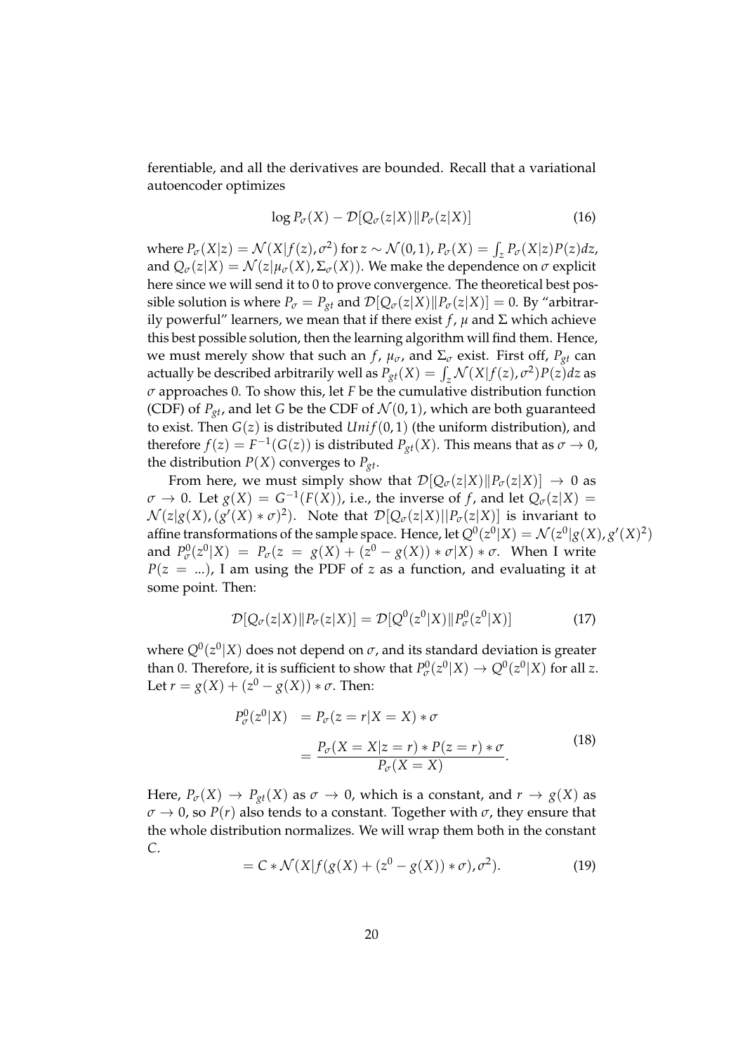ferentiable, and all the derivatives are bounded. Recall that a variational autoencoder optimizes

$$\log P_\sigma(X) - \mathcal{D}[Q_\sigma(z|X) \| P_\sigma(z|X)] \tag{16}$$

where $P_\sigma(X|z) = \mathcal{N}(X|f(z), \sigma^2)$ for $z \sim \mathcal{N}(0,1)$, $P_\sigma(X) = \int_z P_\sigma(X|z)P(z)dz$, and $Q_\sigma(z|X) = \mathcal{N}(z|\mu_\sigma(X), \Sigma_\sigma(X))$. We make the dependence on $\sigma$ explicit here since we will send it to 0 to prove convergence. The theoretical best possible solution is where $P_\sigma = P_{gt}$ and $\mathcal{D}[Q_\sigma(z|X) \| P_\sigma(z|X)] = 0$. By "arbitrarily powerful" learners, we mean that if there exist $f$, $\mu$ and $\Sigma$ which achieve this best possible solution, then the learning algorithm will find them. Hence, we must merely show that such an $f$, $\mu_\sigma$, and $\Sigma_\sigma$ exist. First off, $P_{gt}$ can actually be described arbitrarily well as $P_{gt}(X) = \int_z \mathcal{N}(X|f(z), \sigma^2)P(z)dz$ as $\sigma$ approaches 0. To show this, let $F$ be the cumulative distribution function (CDF) of $P_{gt}$, and let $G$ be the CDF of $\mathcal{N}(0,1)$, which are both guaranteed to exist. Then $G(z)$ is distributed $Unif(0,1)$ (the uniform distribution), and therefore $f(z) = F^{-1}(G(z))$ is distributed $P_{gt}(X)$. This means that as $\sigma \to 0$, the distribution $P(X)$ converges to $P_{gt}$.

From here, we must simply show that $\mathcal{D}[Q_\sigma(z|X) \| P_\sigma(z|X)] \to 0$ as $\sigma \to 0$. Let $g(X) = G^{-1}(F(X))$, i.e., the inverse of $f$, and let $Q_\sigma(z|X) = \mathcal{N}(z|g(X), (g'(X) * \sigma)^2)$. Note that $\mathcal{D}[Q_\sigma(z|X) || P_\sigma(z|X)]$ is invariant to affine transformations of the sample space. Hence, let $Q^0(z^0|X) = \mathcal{N}(z^0|g(X), g'(X)^2)$ and $P^0_\sigma(z^0|X) = P_\sigma(z = g(X) + (z^0 - g(X)) * \sigma|X) * \sigma$. When I write $P(z = ...)$, I am using the PDF of $z$ as a function, and evaluating it at some point. Then:

$$\mathcal{D}[Q_\sigma(z|X) \| P_\sigma(z|X)] = \mathcal{D}[Q^0(z^0|X) \| P^0_\sigma(z^0|X)] \tag{17}$$

where $Q^0(z^0|X)$ does not depend on $\sigma$, and its standard deviation is greater than 0. Therefore, it is sufficient to show that $P^0_\sigma(z^0|X) \to Q^0(z^0|X)$ for all $z$. Let $r = g(X) + (z^0 - g(X)) * \sigma$. Then:

$$\begin{aligned} P^0_\sigma(z^0|X) &= P_\sigma(z = r|X = X) * \sigma \\ &= \frac{P_\sigma(X = X|z = r) * P(z = r) * \sigma}{P_\sigma(X = X)}. \end{aligned} \tag{18}$$

Here, $P_\sigma(X) \to P_{gt}(X)$ as $\sigma \to 0$, which is a constant, and $r \to g(X)$ as $\sigma \to 0$, so $P(r)$ also tends to a constant. Together with $\sigma$, they ensure that the whole distribution normalizes. We will wrap them both in the constant $C$.

$$= C * \mathcal{N}(X|f(g(X) + (z^0 - g(X)) * \sigma), \sigma^2). \tag{19}$$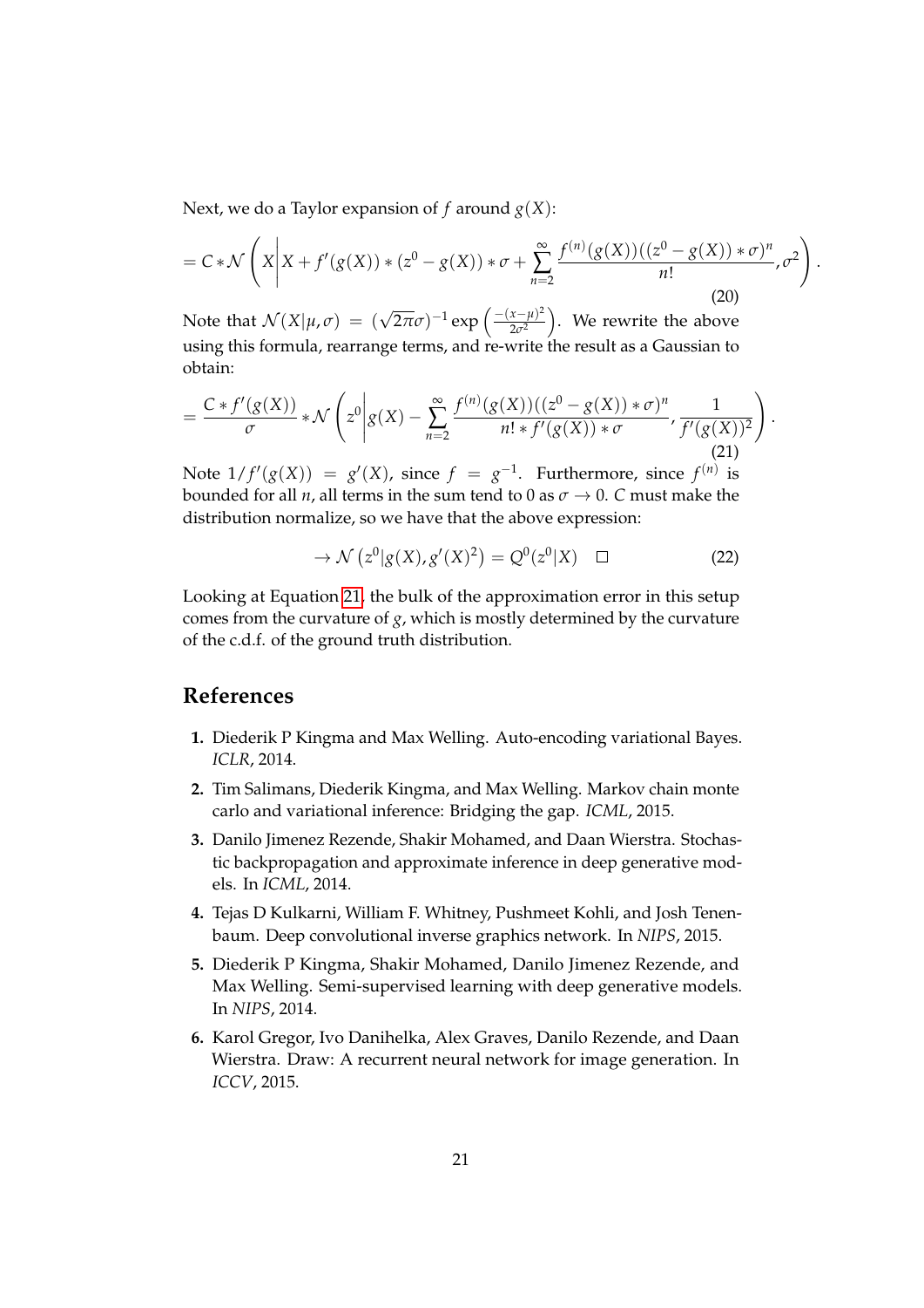Next, we do a Taylor expansion of $f$ around $g(X)$:

$$= C * \mathcal{N}\left(X \middle| X + f'(g(X)) * (z^0 - g(X)) * \sigma + \sum_{n=2}^{\infty} \frac{f^{(n)}(g(X))((z^0 - g(X)) * \sigma)^n}{n!}, \sigma^2\right). \tag{20}$$

Note that $\mathcal{N}(X|\mu, \sigma) = (\sqrt{2\pi}\sigma)^{-1} \exp\left(\frac{-(x-\mu)^2}{2\sigma^2}\right)$. We rewrite the above using this formula, rearrange terms, and re-write the result as a Gaussian to obtain:

$$= \frac{C * f'(g(X))}{\sigma} * \mathcal{N}\left(z^0 \middle| g(X) - \sum_{n=2}^{\infty} \frac{f^{(n)}(g(X))((z^0 - g(X)) * \sigma)^n}{n! * f'(g(X)) * \sigma}, \frac{1}{f'(g(X))^2}\right). \tag{21}$$

Note $1/f'(g(X)) = g'(X)$, since $f = g^{-1}$. Furthermore, since $f^{(n)}$ is bounded for all $n$, all terms in the sum tend to 0 as $\sigma \to 0$. $C$ must make the distribution normalize, so we have that the above expression:

$$\to \mathcal{N}\left(z^0 | g(X), g'(X)^2\right) = Q^0(z^0|X) \quad \square \tag{22}$$

Looking at Equation 21, the bulk of the approximation error in this setup comes from the curvature of $g$, which is mostly determined by the curvature of the c.d.f. of the ground truth distribution.

## References

1. Diederik P Kingma and Max Welling. Auto-encoding variational Bayes. *ICLR*, 2014.
2. Tim Salimans, Diederik Kingma, and Max Welling. Markov chain monte carlo and variational inference: Bridging the gap. *ICML*, 2015.
3. Danilo Jimenez Rezende, Shakir Mohamed, and Daan Wierstra. Stochastic backpropagation and approximate inference in deep generative models. In *ICML*, 2014.
4. Tejas D Kulkarni, William F. Whitney, Pushmeet Kohli, and Josh Tenenbaum. Deep convolutional inverse graphics network. In *NIPS*, 2015.
5. Diederik P Kingma, Shakir Mohamed, Danilo Jimenez Rezende, and Max Welling. Semi-supervised learning with deep generative models. In *NIPS*, 2014.
6. Karol Gregor, Ivo Danihelka, Alex Graves, Danilo Rezende, and Daan Wierstra. Draw: A recurrent neural network for image generation. In *ICCV*, 2015.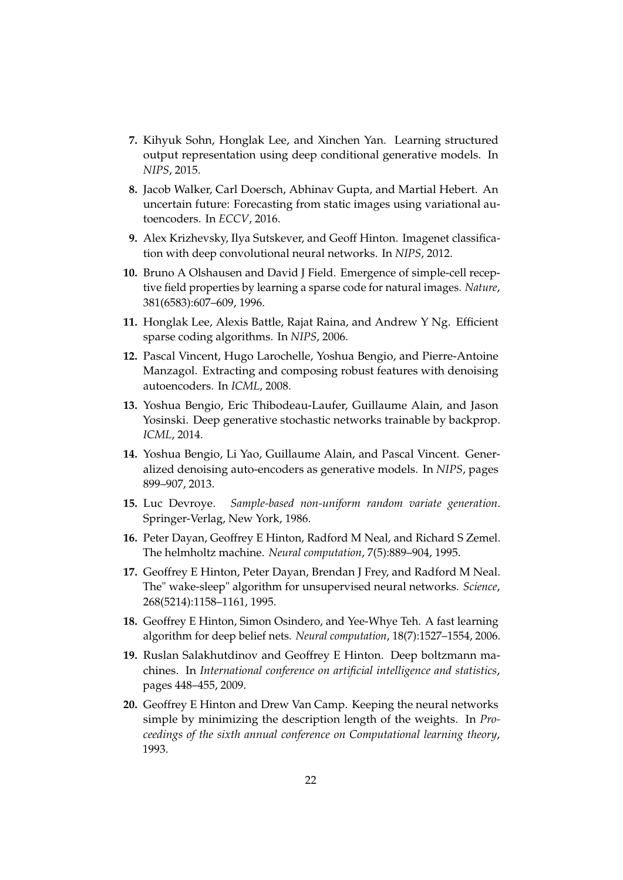**7.** Kihyuk Sohn, Honglak Lee, and Xinchen Yan. Learning structured output representation using deep conditional generative models. In *NIPS*, 2015.

**8.** Jacob Walker, Carl Doersch, Abhinav Gupta, and Martial Hebert. An uncertain future: Forecasting from static images using variational autoencoders. In *ECCV*, 2016.

**9.** Alex Krizhevsky, Ilya Sutskever, and Geoff Hinton. Imagenet classification with deep convolutional neural networks. In *NIPS*, 2012.

**10.** Bruno A Olshausen and David J Field. Emergence of simple-cell receptive field properties by learning a sparse code for natural images. *Nature*, 381(6583):607–609, 1996.

**11.** Honglak Lee, Alexis Battle, Rajat Raina, and Andrew Y Ng. Efficient sparse coding algorithms. In *NIPS*, 2006.

**12.** Pascal Vincent, Hugo Larochelle, Yoshua Bengio, and Pierre-Antoine Manzagol. Extracting and composing robust features with denoising autoencoders. In *ICML*, 2008.

**13.** Yoshua Bengio, Eric Thibodeau-Laufer, Guillaume Alain, and Jason Yosinski. Deep generative stochastic networks trainable by backprop. *ICML*, 2014.

**14.** Yoshua Bengio, Li Yao, Guillaume Alain, and Pascal Vincent. Generalized denoising auto-encoders as generative models. In *NIPS*, pages 899–907, 2013.

**15.** Luc Devroye. *Sample-based non-uniform random variate generation*. Springer-Verlag, New York, 1986.

**16.** Peter Dayan, Geoffrey E Hinton, Radford M Neal, and Richard S Zemel. The helmholtz machine. *Neural computation*, 7(5):889–904, 1995.

**17.** Geoffrey E Hinton, Peter Dayan, Brendan J Frey, and Radford M Neal. The" wake-sleep" algorithm for unsupervised neural networks. *Science*, 268(5214):1158–1161, 1995.

**18.** Geoffrey E Hinton, Simon Osindero, and Yee-Whye Teh. A fast learning algorithm for deep belief nets. *Neural computation*, 18(7):1527–1554, 2006.

**19.** Ruslan Salakhutdinov and Geoffrey E Hinton. Deep boltzmann machines. In *International conference on artificial intelligence and statistics*, pages 448–455, 2009.

**20.** Geoffrey E Hinton and Drew Van Camp. Keeping the neural networks simple by minimizing the description length of the weights. In *Proceedings of the sixth annual conference on Computational learning theory*, 1993.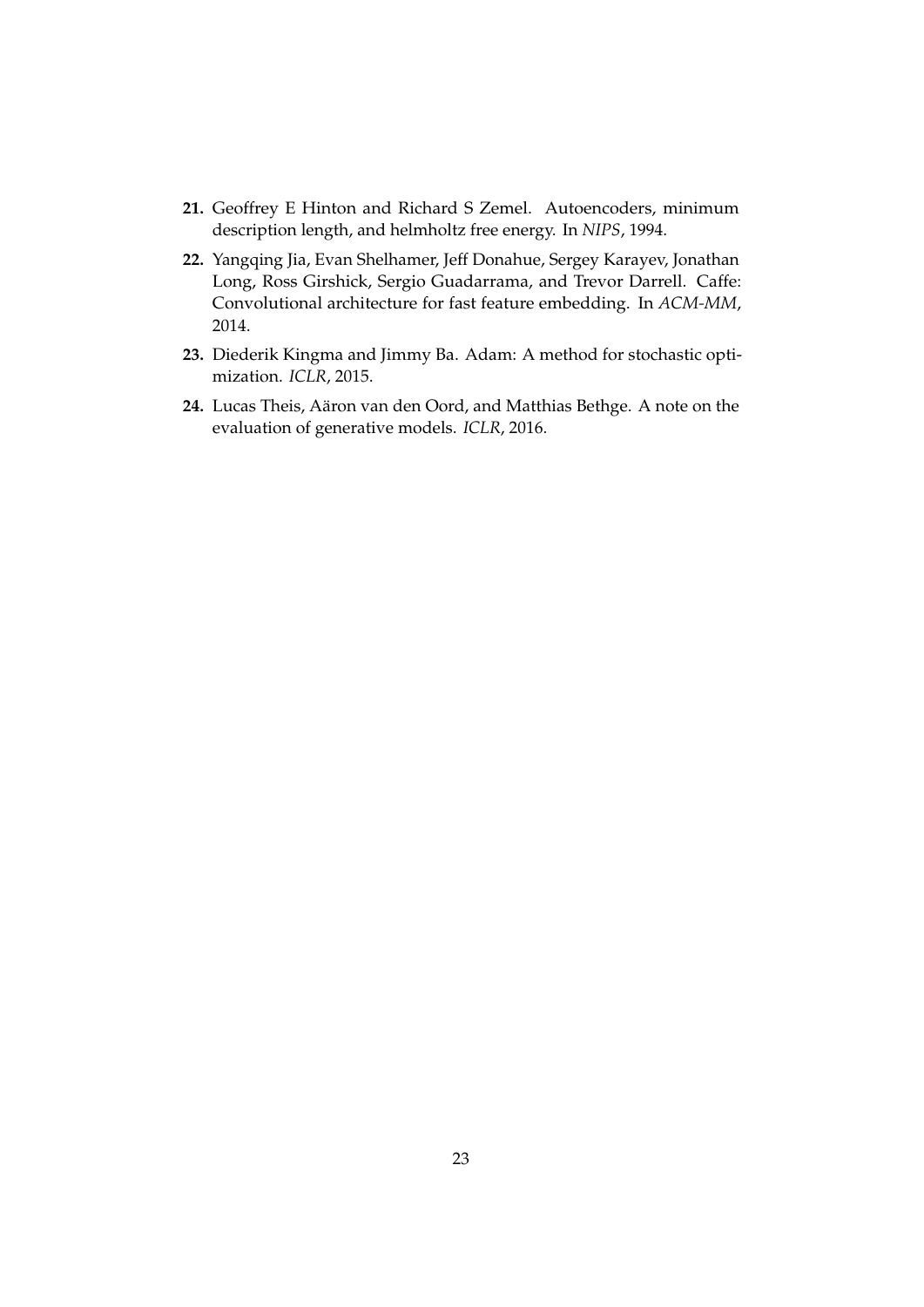**21.** Geoffrey E Hinton and Richard S Zemel. Autoencoders, minimum description length, and helmholtz free energy. In *NIPS*, 1994.

**22.** Yangqing Jia, Evan Shelhamer, Jeff Donahue, Sergey Karayev, Jonathan Long, Ross Girshick, Sergio Guadarrama, and Trevor Darrell. Caffe: Convolutional architecture for fast feature embedding. In *ACM-MM*, 2014.

**23.** Diederik Kingma and Jimmy Ba. Adam: A method for stochastic optimization. *ICLR*, 2015.

**24.** Lucas Theis, Aäron van den Oord, and Matthias Bethge. A note on the evaluation of generative models. *ICLR*, 2016.